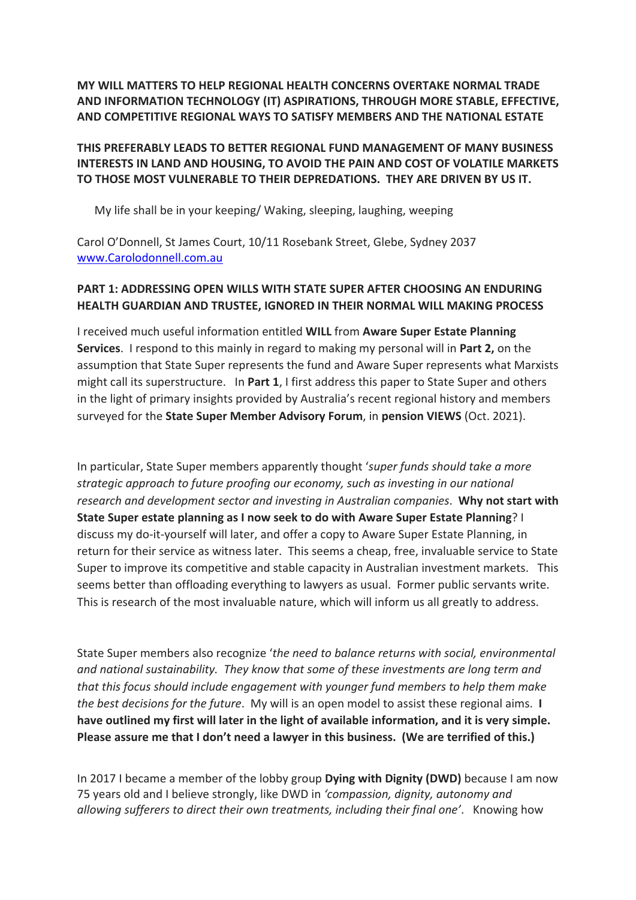**MY WILL MATTERS TO HELP REGIONAL HEALTH CONCERNS OVERTAKE NORMAL TRADE AND INFORMATION TECHNOLOGY (IT) ASPIRATIONS, THROUGH MORE STABLE, EFFECTIVE, AND COMPETITIVE REGIONAL WAYS TO SATISFY MEMBERS AND THE NATIONAL ESTATE**

**THIS PREFERABLY LEADS TO BETTER REGIONAL FUND MANAGEMENT OF MANY BUSINESS INTERESTS IN LAND AND HOUSING, TO AVOID THE PAIN AND COST OF VOLATILE MARKETS TO THOSE MOST VULNERABLE TO THEIR DEPREDATIONS. THEY ARE DRIVEN BY US IT.**

My life shall be in your keeping/ Waking, sleeping, laughing, weeping

Carol O'Donnell, St James Court, 10/11 Rosebank Street, Glebe, Sydney 2037
www.Carolodonnell.com.au

**PART 1: ADDRESSING OPEN WILLS WITH STATE SUPER AFTER CHOOSING AN ENDURING HEALTH GUARDIAN AND TRUSTEE, IGNORED IN THEIR NORMAL WILL MAKING PROCESS**

I received much useful information entitled **WILL** from **Aware Super Estate Planning Services**. I respond to this mainly in regard to making my personal will in **Part 2,** on the assumption that State Super represents the fund and Aware Super represents what Marxists might call its superstructure. In **Part 1**, I first address this paper to State Super and others in the light of primary insights provided by Australia's recent regional history and members surveyed for the **State Super Member Advisory Forum**, in **pension VIEWS** (Oct. 2021).

In particular, State Super members apparently thought '*super funds should take a more strategic approach to future proofing our economy, such as investing in our national research and development sector and investing in Australian companies*. **Why not start with State Super estate planning as I now seek to do with Aware Super Estate Planning**? I discuss my do-it-yourself will later, and offer a copy to Aware Super Estate Planning, in return for their service as witness later. This seems a cheap, free, invaluable service to State Super to improve its competitive and stable capacity in Australian investment markets. This seems better than offloading everything to lawyers as usual. Former public servants write. This is research of the most invaluable nature, which will inform us all greatly to address.

State Super members also recognize '*the need to balance returns with social, environmental and national sustainability. They know that some of these investments are long term and that this focus should include engagement with younger fund members to help them make the best decisions for the future*. My will is an open model to assist these regional aims. **I have outlined my first will later in the light of available information, and it is very simple. Please assure me that I don't need a lawyer in this business. (We are terrified of this.)**

In 2017 I became a member of the lobby group **Dying with Dignity (DWD)** because I am now 75 years old and I believe strongly, like DWD in *'compassion, dignity, autonomy and allowing sufferers to direct their own treatments, including their final one'*. Knowing how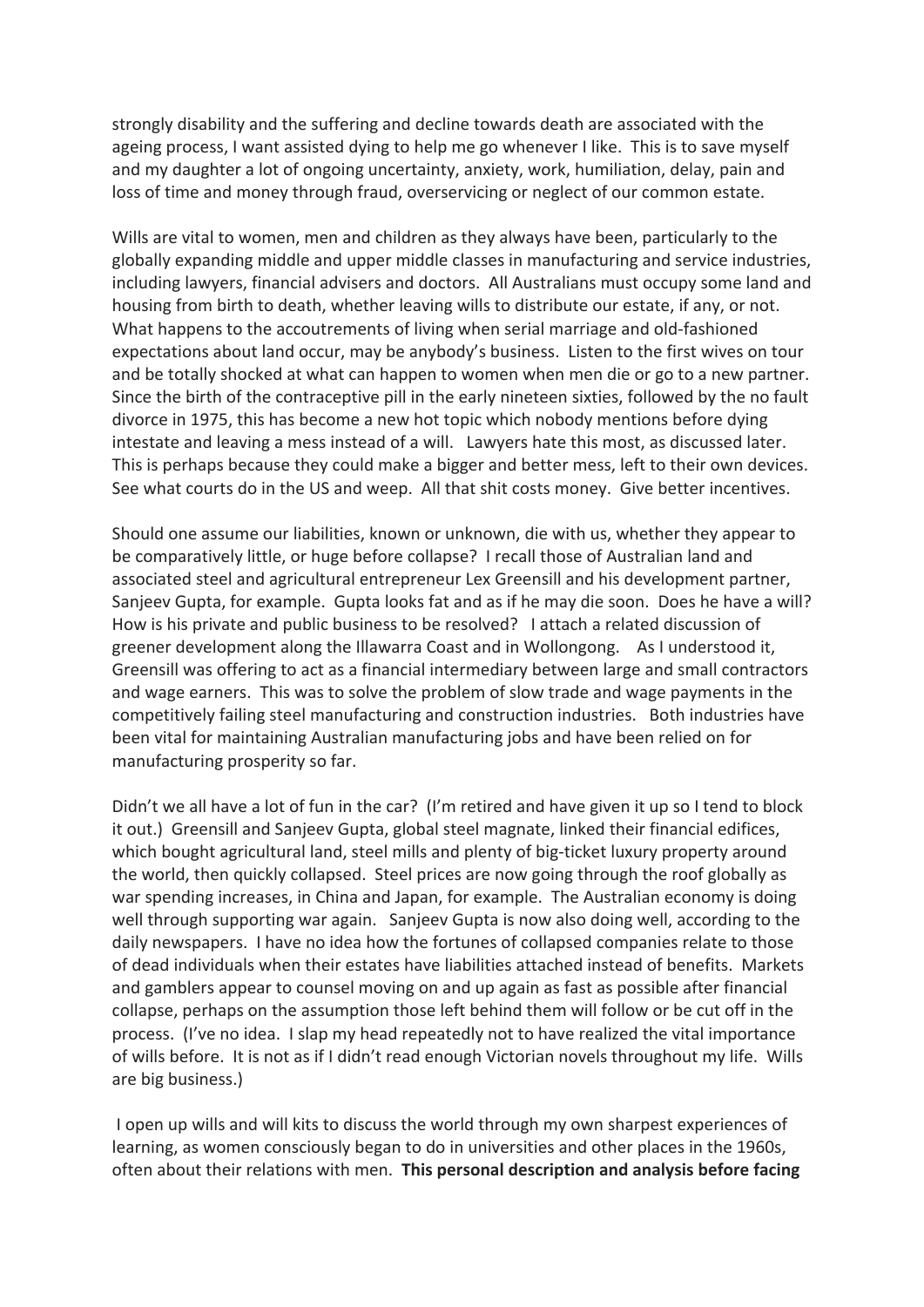strongly disability and the suffering and decline towards death are associated with the ageing process, I want assisted dying to help me go whenever I like. This is to save myself and my daughter a lot of ongoing uncertainty, anxiety, work, humiliation, delay, pain and loss of time and money through fraud, overservicing or neglect of our common estate.

Wills are vital to women, men and children as they always have been, particularly to the globally expanding middle and upper middle classes in manufacturing and service industries, including lawyers, financial advisers and doctors. All Australians must occupy some land and housing from birth to death, whether leaving wills to distribute our estate, if any, or not. What happens to the accoutrements of living when serial marriage and old-fashioned expectations about land occur, may be anybody's business. Listen to the first wives on tour and be totally shocked at what can happen to women when men die or go to a new partner. Since the birth of the contraceptive pill in the early nineteen sixties, followed by the no fault divorce in 1975, this has become a new hot topic which nobody mentions before dying intestate and leaving a mess instead of a will. Lawyers hate this most, as discussed later. This is perhaps because they could make a bigger and better mess, left to their own devices. See what courts do in the US and weep. All that shit costs money. Give better incentives.

Should one assume our liabilities, known or unknown, die with us, whether they appear to be comparatively little, or huge before collapse? I recall those of Australian land and associated steel and agricultural entrepreneur Lex Greensill and his development partner, Sanjeev Gupta, for example. Gupta looks fat and as if he may die soon. Does he have a will? How is his private and public business to be resolved? I attach a related discussion of greener development along the Illawarra Coast and in Wollongong. As I understood it, Greensill was offering to act as a financial intermediary between large and small contractors and wage earners. This was to solve the problem of slow trade and wage payments in the competitively failing steel manufacturing and construction industries. Both industries have been vital for maintaining Australian manufacturing jobs and have been relied on for manufacturing prosperity so far.

Didn't we all have a lot of fun in the car? (I'm retired and have given it up so I tend to block it out.) Greensill and Sanjeev Gupta, global steel magnate, linked their financial edifices, which bought agricultural land, steel mills and plenty of big-ticket luxury property around the world, then quickly collapsed. Steel prices are now going through the roof globally as war spending increases, in China and Japan, for example. The Australian economy is doing well through supporting war again. Sanjeev Gupta is now also doing well, according to the daily newspapers. I have no idea how the fortunes of collapsed companies relate to those of dead individuals when their estates have liabilities attached instead of benefits. Markets and gamblers appear to counsel moving on and up again as fast as possible after financial collapse, perhaps on the assumption those left behind them will follow or be cut off in the process. (I've no idea. I slap my head repeatedly not to have realized the vital importance of wills before. It is not as if I didn't read enough Victorian novels throughout my life. Wills are big business.)

I open up wills and will kits to discuss the world through my own sharpest experiences of learning, as women consciously began to do in universities and other places in the 1960s, often about their relations with men. **This personal description and analysis before facing**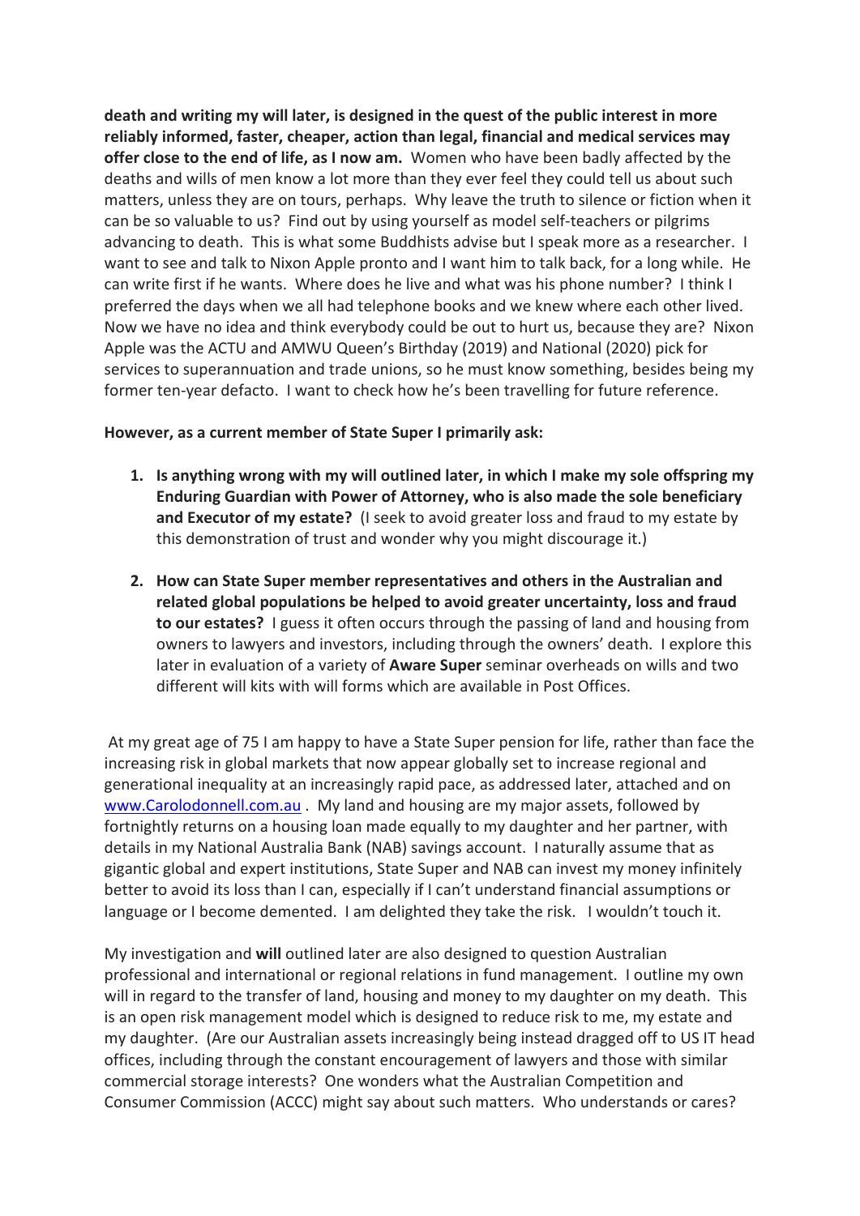**death and writing my will later, is designed in the quest of the public interest in more reliably informed, faster, cheaper, action than legal, financial and medical services may offer close to the end of life, as I now am.** Women who have been badly affected by the deaths and wills of men know a lot more than they ever feel they could tell us about such matters, unless they are on tours, perhaps. Why leave the truth to silence or fiction when it can be so valuable to us? Find out by using yourself as model self-teachers or pilgrims advancing to death. This is what some Buddhists advise but I speak more as a researcher. I want to see and talk to Nixon Apple pronto and I want him to talk back, for a long while. He can write first if he wants. Where does he live and what was his phone number? I think I preferred the days when we all had telephone books and we knew where each other lived. Now we have no idea and think everybody could be out to hurt us, because they are? Nixon Apple was the ACTU and AMWU Queen's Birthday (2019) and National (2020) pick for services to superannuation and trade unions, so he must know something, besides being my former ten-year defacto. I want to check how he's been travelling for future reference.

**However, as a current member of State Super I primarily ask:**

1. **Is anything wrong with my will outlined later, in which I make my sole offspring my Enduring Guardian with Power of Attorney, who is also made the sole beneficiary and Executor of my estate?** (I seek to avoid greater loss and fraud to my estate by this demonstration of trust and wonder why you might discourage it.)

2. **How can State Super member representatives and others in the Australian and related global populations be helped to avoid greater uncertainty, loss and fraud to our estates?** I guess it often occurs through the passing of land and housing from owners to lawyers and investors, including through the owners' death. I explore this later in evaluation of a variety of **Aware Super** seminar overheads on wills and two different will kits with will forms which are available in Post Offices.

At my great age of 75 I am happy to have a State Super pension for life, rather than face the increasing risk in global markets that now appear globally set to increase regional and generational inequality at an increasingly rapid pace, as addressed later, attached and on [www.Carolodonnell.com.au](www.Carolodonnell.com.au) . My land and housing are my major assets, followed by fortnightly returns on a housing loan made equally to my daughter and her partner, with details in my National Australia Bank (NAB) savings account. I naturally assume that as gigantic global and expert institutions, State Super and NAB can invest my money infinitely better to avoid its loss than I can, especially if I can't understand financial assumptions or language or I become demented. I am delighted they take the risk. I wouldn't touch it.

My investigation and **will** outlined later are also designed to question Australian professional and international or regional relations in fund management. I outline my own will in regard to the transfer of land, housing and money to my daughter on my death. This is an open risk management model which is designed to reduce risk to me, my estate and my daughter. (Are our Australian assets increasingly being instead dragged off to US IT head offices, including through the constant encouragement of lawyers and those with similar commercial storage interests? One wonders what the Australian Competition and Consumer Commission (ACCC) might say about such matters. Who understands or cares?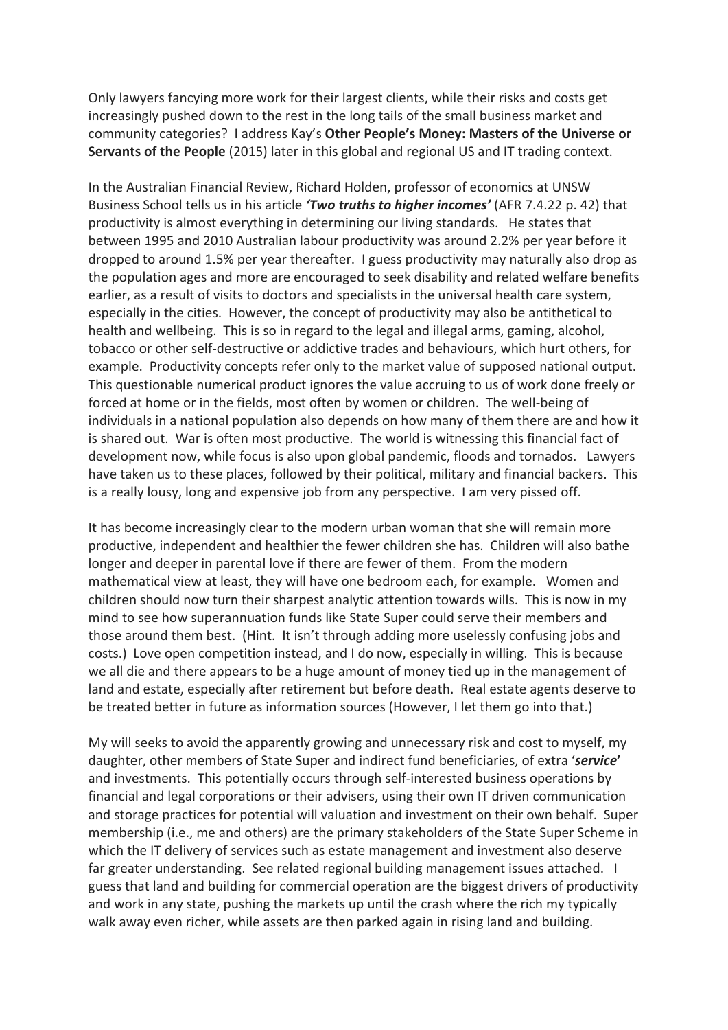Only lawyers fancying more work for their largest clients, while their risks and costs get increasingly pushed down to the rest in the long tails of the small business market and community categories? I address Kay's **Other People's Money: Masters of the Universe or Servants of the People** (2015) later in this global and regional US and IT trading context.

In the Australian Financial Review, Richard Holden, professor of economics at UNSW Business School tells us in his article ***'Two truths to higher incomes'*** (AFR 7.4.22 p. 42) that productivity is almost everything in determining our living standards. He states that between 1995 and 2010 Australian labour productivity was around 2.2% per year before it dropped to around 1.5% per year thereafter. I guess productivity may naturally also drop as the population ages and more are encouraged to seek disability and related welfare benefits earlier, as a result of visits to doctors and specialists in the universal health care system, especially in the cities. However, the concept of productivity may also be antithetical to health and wellbeing. This is so in regard to the legal and illegal arms, gaming, alcohol, tobacco or other self-destructive or addictive trades and behaviours, which hurt others, for example. Productivity concepts refer only to the market value of supposed national output. This questionable numerical product ignores the value accruing to us of work done freely or forced at home or in the fields, most often by women or children. The well-being of individuals in a national population also depends on how many of them there are and how it is shared out. War is often most productive. The world is witnessing this financial fact of development now, while focus is also upon global pandemic, floods and tornados. Lawyers have taken us to these places, followed by their political, military and financial backers. This is a really lousy, long and expensive job from any perspective. I am very pissed off.

It has become increasingly clear to the modern urban woman that she will remain more productive, independent and healthier the fewer children she has. Children will also bathe longer and deeper in parental love if there are fewer of them. From the modern mathematical view at least, they will have one bedroom each, for example. Women and children should now turn their sharpest analytic attention towards wills. This is now in my mind to see how superannuation funds like State Super could serve their members and those around them best. (Hint. It isn't through adding more uselessly confusing jobs and costs.) Love open competition instead, and I do now, especially in willing. This is because we all die and there appears to be a huge amount of money tied up in the management of land and estate, especially after retirement but before death. Real estate agents deserve to be treated better in future as information sources (However, I let them go into that.)

My will seeks to avoid the apparently growing and unnecessary risk and cost to myself, my daughter, other members of State Super and indirect fund beneficiaries, of extra '***service***' and investments. This potentially occurs through self-interested business operations by financial and legal corporations or their advisers, using their own IT driven communication and storage practices for potential will valuation and investment on their own behalf. Super membership (i.e., me and others) are the primary stakeholders of the State Super Scheme in which the IT delivery of services such as estate management and investment also deserve far greater understanding. See related regional building management issues attached. I guess that land and building for commercial operation are the biggest drivers of productivity and work in any state, pushing the markets up until the crash where the rich my typically walk away even richer, while assets are then parked again in rising land and building.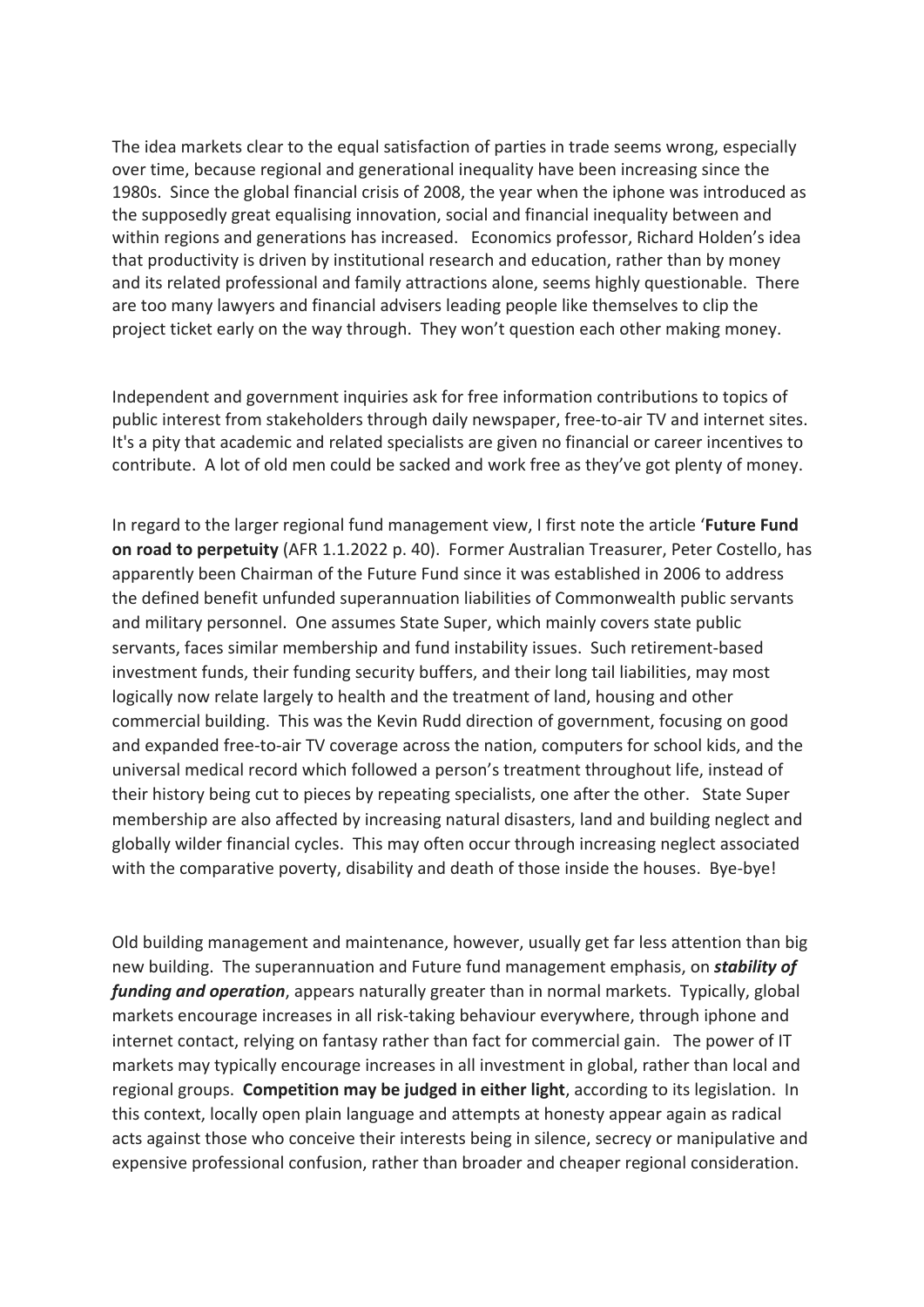The idea markets clear to the equal satisfaction of parties in trade seems wrong, especially over time, because regional and generational inequality have been increasing since the 1980s. Since the global financial crisis of 2008, the year when the iphone was introduced as the supposedly great equalising innovation, social and financial inequality between and within regions and generations has increased. Economics professor, Richard Holden's idea that productivity is driven by institutional research and education, rather than by money and its related professional and family attractions alone, seems highly questionable. There are too many lawyers and financial advisers leading people like themselves to clip the project ticket early on the way through. They won't question each other making money.

Independent and government inquiries ask for free information contributions to topics of public interest from stakeholders through daily newspaper, free-to-air TV and internet sites. It's a pity that academic and related specialists are given no financial or career incentives to contribute. A lot of old men could be sacked and work free as they've got plenty of money.

In regard to the larger regional fund management view, I first note the article '**Future Fund on road to perpetuity** (AFR 1.1.2022 p. 40). Former Australian Treasurer, Peter Costello, has apparently been Chairman of the Future Fund since it was established in 2006 to address the defined benefit unfunded superannuation liabilities of Commonwealth public servants and military personnel. One assumes State Super, which mainly covers state public servants, faces similar membership and fund instability issues. Such retirement-based investment funds, their funding security buffers, and their long tail liabilities, may most logically now relate largely to health and the treatment of land, housing and other commercial building. This was the Kevin Rudd direction of government, focusing on good and expanded free-to-air TV coverage across the nation, computers for school kids, and the universal medical record which followed a person's treatment throughout life, instead of their history being cut to pieces by repeating specialists, one after the other. State Super membership are also affected by increasing natural disasters, land and building neglect and globally wilder financial cycles. This may often occur through increasing neglect associated with the comparative poverty, disability and death of those inside the houses. Bye-bye!

Old building management and maintenance, however, usually get far less attention than big new building. The superannuation and Future fund management emphasis, on ***stability of funding and operation***, appears naturally greater than in normal markets. Typically, global markets encourage increases in all risk-taking behaviour everywhere, through iphone and internet contact, relying on fantasy rather than fact for commercial gain. The power of IT markets may typically encourage increases in all investment in global, rather than local and regional groups. **Competition may be judged in either light**, according to its legislation. In this context, locally open plain language and attempts at honesty appear again as radical acts against those who conceive their interests being in silence, secrecy or manipulative and expensive professional confusion, rather than broader and cheaper regional consideration.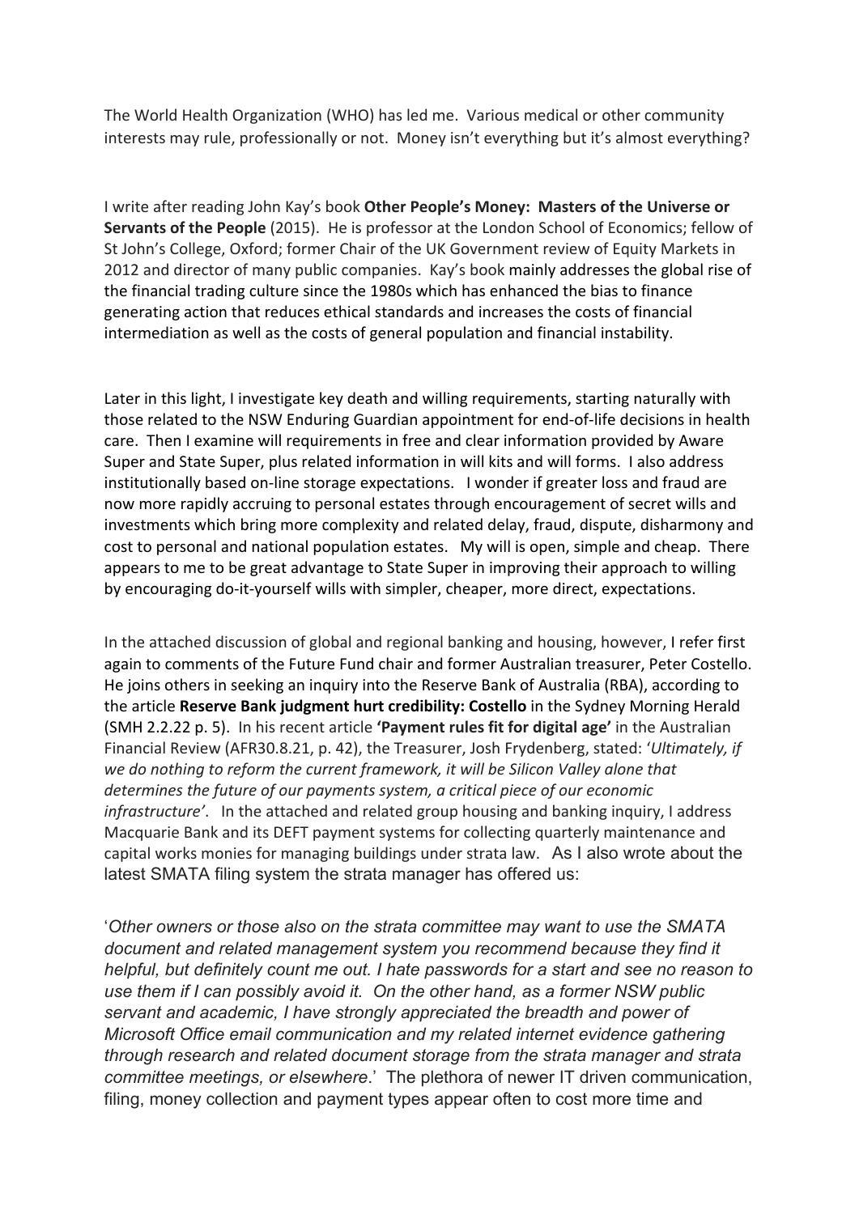The World Health Organization (WHO) has led me. Various medical or other community interests may rule, professionally or not. Money isn't everything but it's almost everything?

I write after reading John Kay's book **Other People's Money: Masters of the Universe or Servants of the People** (2015). He is professor at the London School of Economics; fellow of St John's College, Oxford; former Chair of the UK Government review of Equity Markets in 2012 and director of many public companies. Kay's book mainly addresses the global rise of the financial trading culture since the 1980s which has enhanced the bias to finance generating action that reduces ethical standards and increases the costs of financial intermediation as well as the costs of general population and financial instability.

Later in this light, I investigate key death and willing requirements, starting naturally with those related to the NSW Enduring Guardian appointment for end-of-life decisions in health care. Then I examine will requirements in free and clear information provided by Aware Super and State Super, plus related information in will kits and will forms. I also address institutionally based on-line storage expectations. I wonder if greater loss and fraud are now more rapidly accruing to personal estates through encouragement of secret wills and investments which bring more complexity and related delay, fraud, dispute, disharmony and cost to personal and national population estates. My will is open, simple and cheap. There appears to me to be great advantage to State Super in improving their approach to willing by encouraging do-it-yourself wills with simpler, cheaper, more direct, expectations.

In the attached discussion of global and regional banking and housing, however, I refer first again to comments of the Future Fund chair and former Australian treasurer, Peter Costello. He joins others in seeking an inquiry into the Reserve Bank of Australia (RBA), according to the article **Reserve Bank judgment hurt credibility: Costello** in the Sydney Morning Herald (SMH 2.2.22 p. 5). In his recent article **'Payment rules fit for digital age'** in the Australian Financial Review (AFR30.8.21, p. 42), the Treasurer, Josh Frydenberg, stated: '*Ultimately, if we do nothing to reform the current framework, it will be Silicon Valley alone that determines the future of our payments system, a critical piece of our economic infrastructure'*. In the attached and related group housing and banking inquiry, I address Macquarie Bank and its DEFT payment systems for collecting quarterly maintenance and capital works monies for managing buildings under strata law. As I also wrote about the latest SMATA filing system the strata manager has offered us:

'*Other owners or those also on the strata committee may want to use the SMATA document and related management system you recommend because they find it helpful, but definitely count me out. I hate passwords for a start and see no reason to use them if I can possibly avoid it. On the other hand, as a former NSW public servant and academic, I have strongly appreciated the breadth and power of Microsoft Office email communication and my related internet evidence gathering through research and related document storage from the strata manager and strata committee meetings, or elsewhere*.' The plethora of newer IT driven communication, filing, money collection and payment types appear often to cost more time and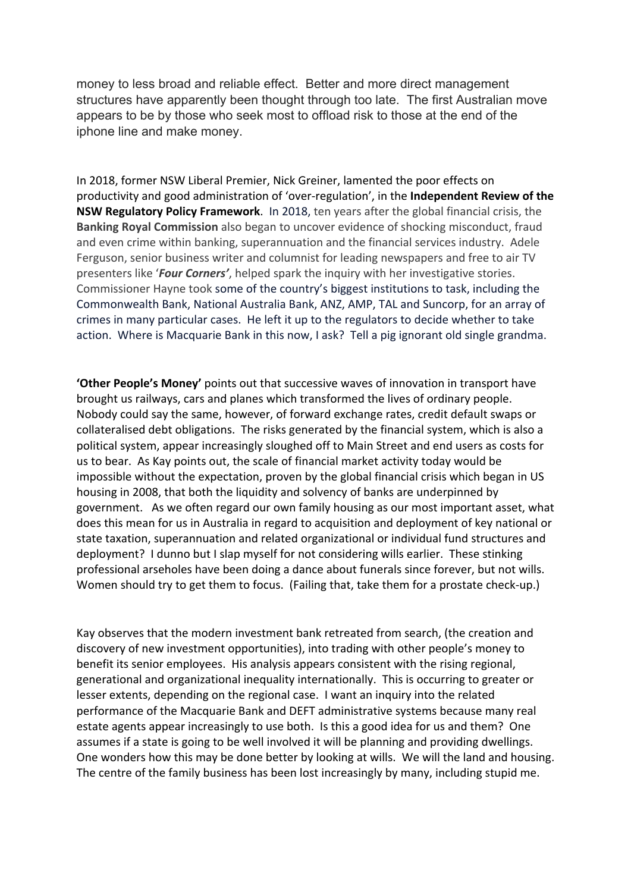money to less broad and reliable effect. Better and more direct management structures have apparently been thought through too late. The first Australian move appears to be by those who seek most to offload risk to those at the end of the iphone line and make money.

In 2018, former NSW Liberal Premier, Nick Greiner, lamented the poor effects on productivity and good administration of 'over-regulation', in the **Independent Review of the NSW Regulatory Policy Framework**. In 2018, ten years after the global financial crisis, the **Banking Royal Commission** also began to uncover evidence of shocking misconduct, fraud and even crime within banking, superannuation and the financial services industry. Adele Ferguson, senior business writer and columnist for leading newspapers and free to air TV presenters like '***Four Corners'***, helped spark the inquiry with her investigative stories. Commissioner Hayne took some of the country's biggest institutions to task, including the Commonwealth Bank, National Australia Bank, ANZ, AMP, TAL and Suncorp, for an array of crimes in many particular cases. He left it up to the regulators to decide whether to take action. Where is Macquarie Bank in this now, I ask? Tell a pig ignorant old single grandma.

**'Other People's Money'** points out that successive waves of innovation in transport have brought us railways, cars and planes which transformed the lives of ordinary people. Nobody could say the same, however, of forward exchange rates, credit default swaps or collateralised debt obligations. The risks generated by the financial system, which is also a political system, appear increasingly sloughed off to Main Street and end users as costs for us to bear. As Kay points out, the scale of financial market activity today would be impossible without the expectation, proven by the global financial crisis which began in US housing in 2008, that both the liquidity and solvency of banks are underpinned by government. As we often regard our own family housing as our most important asset, what does this mean for us in Australia in regard to acquisition and deployment of key national or state taxation, superannuation and related organizational or individual fund structures and deployment? I dunno but I slap myself for not considering wills earlier. These stinking professional arseholes have been doing a dance about funerals since forever, but not wills. Women should try to get them to focus. (Failing that, take them for a prostate check-up.)

Kay observes that the modern investment bank retreated from search, (the creation and discovery of new investment opportunities), into trading with other people's money to benefit its senior employees. His analysis appears consistent with the rising regional, generational and organizational inequality internationally. This is occurring to greater or lesser extents, depending on the regional case. I want an inquiry into the related performance of the Macquarie Bank and DEFT administrative systems because many real estate agents appear increasingly to use both. Is this a good idea for us and them? One assumes if a state is going to be well involved it will be planning and providing dwellings. One wonders how this may be done better by looking at wills. We will the land and housing. The centre of the family business has been lost increasingly by many, including stupid me.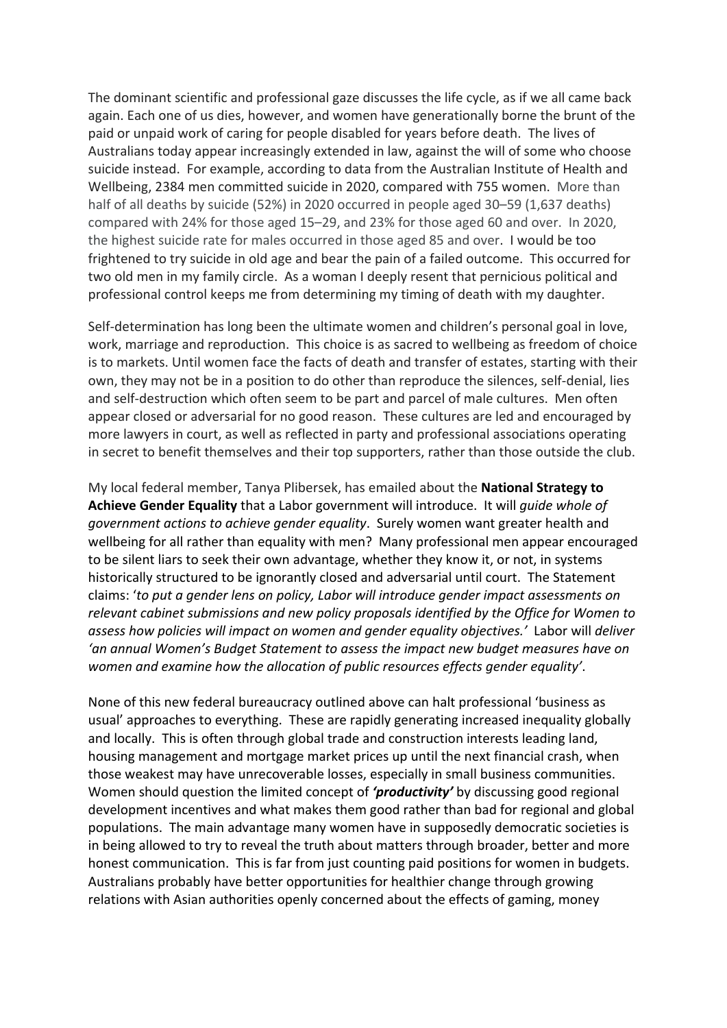The dominant scientific and professional gaze discusses the life cycle, as if we all came back again. Each one of us dies, however, and women have generationally borne the brunt of the paid or unpaid work of caring for people disabled for years before death. The lives of Australians today appear increasingly extended in law, against the will of some who choose suicide instead. For example, according to data from the Australian Institute of Health and Wellbeing, 2384 men committed suicide in 2020, compared with 755 women. More than half of all deaths by suicide (52%) in 2020 occurred in people aged 30–59 (1,637 deaths) compared with 24% for those aged 15–29, and 23% for those aged 60 and over. In 2020, the highest suicide rate for males occurred in those aged 85 and over. I would be too frightened to try suicide in old age and bear the pain of a failed outcome. This occurred for two old men in my family circle. As a woman I deeply resent that pernicious political and professional control keeps me from determining my timing of death with my daughter.

Self-determination has long been the ultimate women and children's personal goal in love, work, marriage and reproduction. This choice is as sacred to wellbeing as freedom of choice is to markets. Until women face the facts of death and transfer of estates, starting with their own, they may not be in a position to do other than reproduce the silences, self-denial, lies and self-destruction which often seem to be part and parcel of male cultures. Men often appear closed or adversarial for no good reason. These cultures are led and encouraged by more lawyers in court, as well as reflected in party and professional associations operating in secret to benefit themselves and their top supporters, rather than those outside the club.

My local federal member, Tanya Plibersek, has emailed about the **National Strategy to Achieve Gender Equality** that a Labor government will introduce. It will *guide whole of government actions to achieve gender equality*. Surely women want greater health and wellbeing for all rather than equality with men? Many professional men appear encouraged to be silent liars to seek their own advantage, whether they know it, or not, in systems historically structured to be ignorantly closed and adversarial until court. The Statement claims: '*to put a gender lens on policy, Labor will introduce gender impact assessments on relevant cabinet submissions and new policy proposals identified by the Office for Women to assess how policies will impact on women and gender equality objectives.*' Labor will *deliver 'an annual Women's Budget Statement to assess the impact new budget measures have on women and examine how the allocation of public resources effects gender equality'*.

None of this new federal bureaucracy outlined above can halt professional 'business as usual' approaches to everything. These are rapidly generating increased inequality globally and locally. This is often through global trade and construction interests leading land, housing management and mortgage market prices up until the next financial crash, when those weakest may have unrecoverable losses, especially in small business communities. Women should question the limited concept of ***'productivity'*** by discussing good regional development incentives and what makes them good rather than bad for regional and global populations. The main advantage many women have in supposedly democratic societies is in being allowed to try to reveal the truth about matters through broader, better and more honest communication. This is far from just counting paid positions for women in budgets. Australians probably have better opportunities for healthier change through growing relations with Asian authorities openly concerned about the effects of gaming, money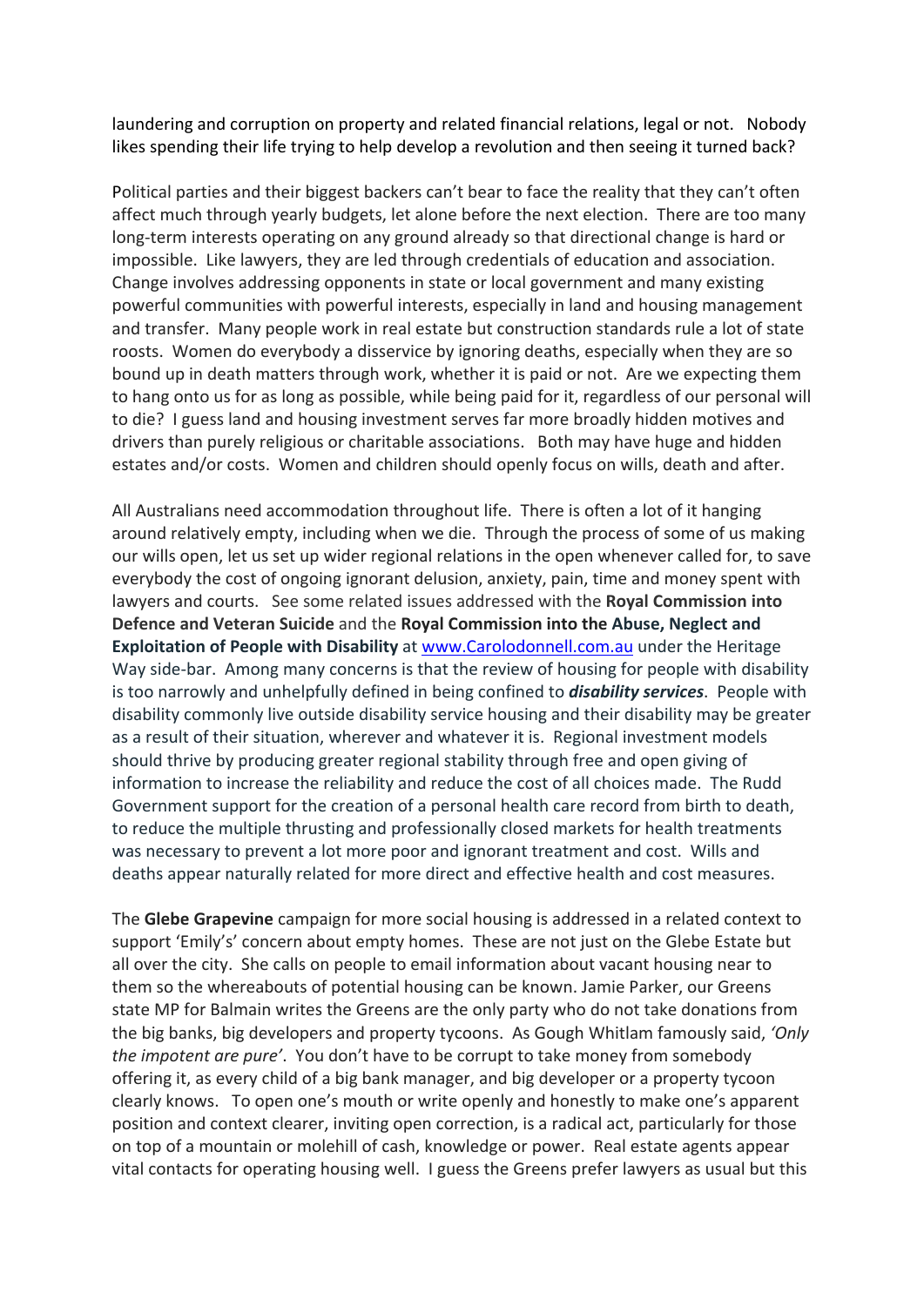laundering and corruption on property and related financial relations, legal or not. Nobody likes spending their life trying to help develop a revolution and then seeing it turned back?

Political parties and their biggest backers can't bear to face the reality that they can't often affect much through yearly budgets, let alone before the next election. There are too many long-term interests operating on any ground already so that directional change is hard or impossible. Like lawyers, they are led through credentials of education and association. Change involves addressing opponents in state or local government and many existing powerful communities with powerful interests, especially in land and housing management and transfer. Many people work in real estate but construction standards rule a lot of state roosts. Women do everybody a disservice by ignoring deaths, especially when they are so bound up in death matters through work, whether it is paid or not. Are we expecting them to hang onto us for as long as possible, while being paid for it, regardless of our personal will to die? I guess land and housing investment serves far more broadly hidden motives and drivers than purely religious or charitable associations. Both may have huge and hidden estates and/or costs. Women and children should openly focus on wills, death and after.

All Australians need accommodation throughout life. There is often a lot of it hanging around relatively empty, including when we die. Through the process of some of us making our wills open, let us set up wider regional relations in the open whenever called for, to save everybody the cost of ongoing ignorant delusion, anxiety, pain, time and money spent with lawyers and courts. See some related issues addressed with the **Royal Commission into Defence and Veteran Suicide** and the **Royal Commission into the Abuse, Neglect and Exploitation of People with Disability** at www.Carolodonnell.com.au under the Heritage Way side-bar. Among many concerns is that the review of housing for people with disability is too narrowly and unhelpfully defined in being confined to ***disability services***. People with disability commonly live outside disability service housing and their disability may be greater as a result of their situation, wherever and whatever it is. Regional investment models should thrive by producing greater regional stability through free and open giving of information to increase the reliability and reduce the cost of all choices made. The Rudd Government support for the creation of a personal health care record from birth to death, to reduce the multiple thrusting and professionally closed markets for health treatments was necessary to prevent a lot more poor and ignorant treatment and cost. Wills and deaths appear naturally related for more direct and effective health and cost measures.

The **Glebe Grapevine** campaign for more social housing is addressed in a related context to support 'Emily's' concern about empty homes. These are not just on the Glebe Estate but all over the city. She calls on people to email information about vacant housing near to them so the whereabouts of potential housing can be known. Jamie Parker, our Greens state MP for Balmain writes the Greens are the only party who do not take donations from the big banks, big developers and property tycoons. As Gough Whitlam famously said, *'Only the impotent are pure'*. You don't have to be corrupt to take money from somebody offering it, as every child of a big bank manager, and big developer or a property tycoon clearly knows. To open one's mouth or write openly and honestly to make one's apparent position and context clearer, inviting open correction, is a radical act, particularly for those on top of a mountain or molehill of cash, knowledge or power. Real estate agents appear vital contacts for operating housing well. I guess the Greens prefer lawyers as usual but this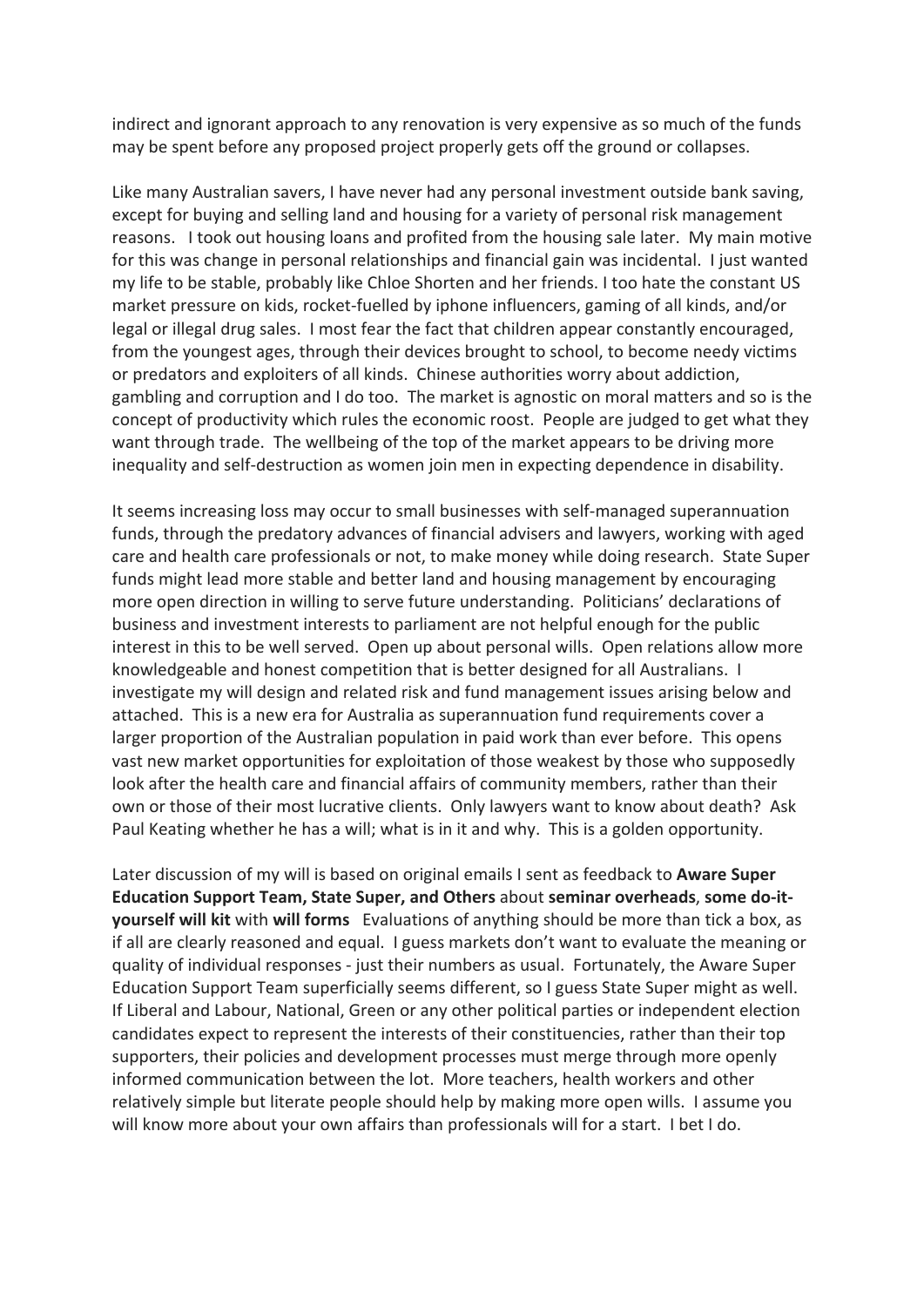indirect and ignorant approach to any renovation is very expensive as so much of the funds may be spent before any proposed project properly gets off the ground or collapses.

Like many Australian savers, I have never had any personal investment outside bank saving, except for buying and selling land and housing for a variety of personal risk management reasons. I took out housing loans and profited from the housing sale later. My main motive for this was change in personal relationships and financial gain was incidental. I just wanted my life to be stable, probably like Chloe Shorten and her friends. I too hate the constant US market pressure on kids, rocket-fuelled by iphone influencers, gaming of all kinds, and/or legal or illegal drug sales. I most fear the fact that children appear constantly encouraged, from the youngest ages, through their devices brought to school, to become needy victims or predators and exploiters of all kinds. Chinese authorities worry about addiction, gambling and corruption and I do too. The market is agnostic on moral matters and so is the concept of productivity which rules the economic roost. People are judged to get what they want through trade. The wellbeing of the top of the market appears to be driving more inequality and self-destruction as women join men in expecting dependence in disability.

It seems increasing loss may occur to small businesses with self-managed superannuation funds, through the predatory advances of financial advisers and lawyers, working with aged care and health care professionals or not, to make money while doing research. State Super funds might lead more stable and better land and housing management by encouraging more open direction in willing to serve future understanding. Politicians' declarations of business and investment interests to parliament are not helpful enough for the public interest in this to be well served. Open up about personal wills. Open relations allow more knowledgeable and honest competition that is better designed for all Australians. I investigate my will design and related risk and fund management issues arising below and attached. This is a new era for Australia as superannuation fund requirements cover a larger proportion of the Australian population in paid work than ever before. This opens vast new market opportunities for exploitation of those weakest by those who supposedly look after the health care and financial affairs of community members, rather than their own or those of their most lucrative clients. Only lawyers want to know about death? Ask Paul Keating whether he has a will; what is in it and why. This is a golden opportunity.

Later discussion of my will is based on original emails I sent as feedback to **Aware Super Education Support Team, State Super, and Others** about **seminar overheads**, **some do-it-yourself will kit** with **will forms** Evaluations of anything should be more than tick a box, as if all are clearly reasoned and equal. I guess markets don't want to evaluate the meaning or quality of individual responses - just their numbers as usual. Fortunately, the Aware Super Education Support Team superficially seems different, so I guess State Super might as well. If Liberal and Labour, National, Green or any other political parties or independent election candidates expect to represent the interests of their constituencies, rather than their top supporters, their policies and development processes must merge through more openly informed communication between the lot. More teachers, health workers and other relatively simple but literate people should help by making more open wills. I assume you will know more about your own affairs than professionals will for a start. I bet I do.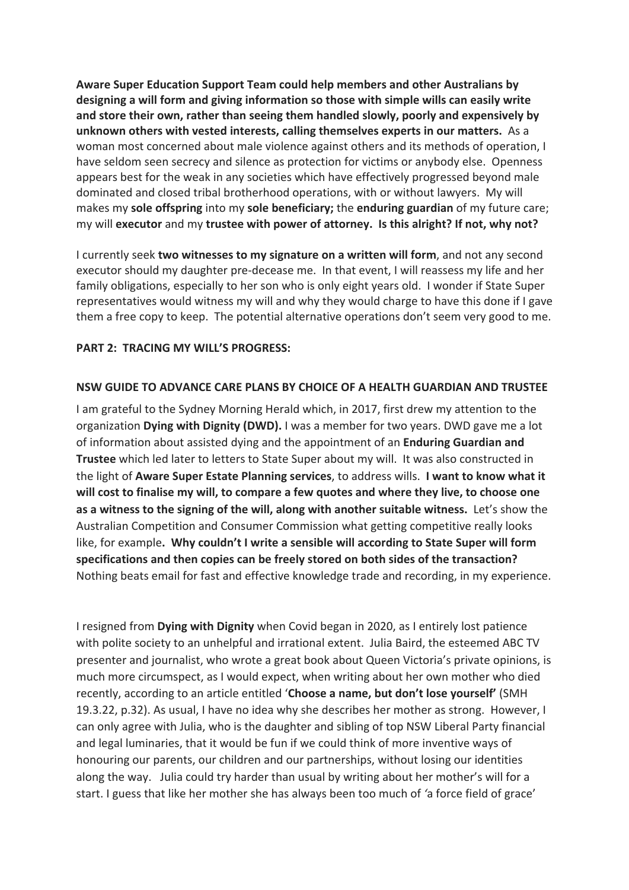**Aware Super Education Support Team could help members and other Australians by designing a will form and giving information so those with simple wills can easily write and store their own, rather than seeing them handled slowly, poorly and expensively by unknown others with vested interests, calling themselves experts in our matters.** As a woman most concerned about male violence against others and its methods of operation, I have seldom seen secrecy and silence as protection for victims or anybody else. Openness appears best for the weak in any societies which have effectively progressed beyond male dominated and closed tribal brotherhood operations, with or without lawyers. My will makes my **sole offspring** into my **sole beneficiary;** the **enduring guardian** of my future care; my will **executor** and my **trustee with power of attorney. Is this alright? If not, why not?**

I currently seek **two witnesses to my signature on a written will form**, and not any second executor should my daughter pre-decease me. In that event, I will reassess my life and her family obligations, especially to her son who is only eight years old. I wonder if State Super representatives would witness my will and why they would charge to have this done if I gave them a free copy to keep. The potential alternative operations don't seem very good to me.

**PART 2: TRACING MY WILL'S PROGRESS:**

**NSW GUIDE TO ADVANCE CARE PLANS BY CHOICE OF A HEALTH GUARDIAN AND TRUSTEE**

I am grateful to the Sydney Morning Herald which, in 2017, first drew my attention to the organization **Dying with Dignity (DWD).** I was a member for two years. DWD gave me a lot of information about assisted dying and the appointment of an **Enduring Guardian and Trustee** which led later to letters to State Super about my will. It was also constructed in the light of **Aware Super Estate Planning services**, to address wills. **I want to know what it will cost to finalise my will, to compare a few quotes and where they live, to choose one as a witness to the signing of the will, along with another suitable witness.** Let's show the Australian Competition and Consumer Commission what getting competitive really looks like, for example**. Why couldn't I write a sensible will according to State Super will form specifications and then copies can be freely stored on both sides of the transaction?** Nothing beats email for fast and effective knowledge trade and recording, in my experience.

I resigned from **Dying with Dignity** when Covid began in 2020, as I entirely lost patience with polite society to an unhelpful and irrational extent. Julia Baird, the esteemed ABC TV presenter and journalist, who wrote a great book about Queen Victoria's private opinions, is much more circumspect, as I would expect, when writing about her own mother who died recently, according to an article entitled '**Choose a name, but don't lose yourself'** (SMH 19.3.22, p.32). As usual, I have no idea why she describes her mother as strong. However, I can only agree with Julia, who is the daughter and sibling of top NSW Liberal Party financial and legal luminaries, that it would be fun if we could think of more inventive ways of honouring our parents, our children and our partnerships, without losing our identities along the way. Julia could try harder than usual by writing about her mother's will for a start. I guess that like her mother she has always been too much of 'a force field of grace'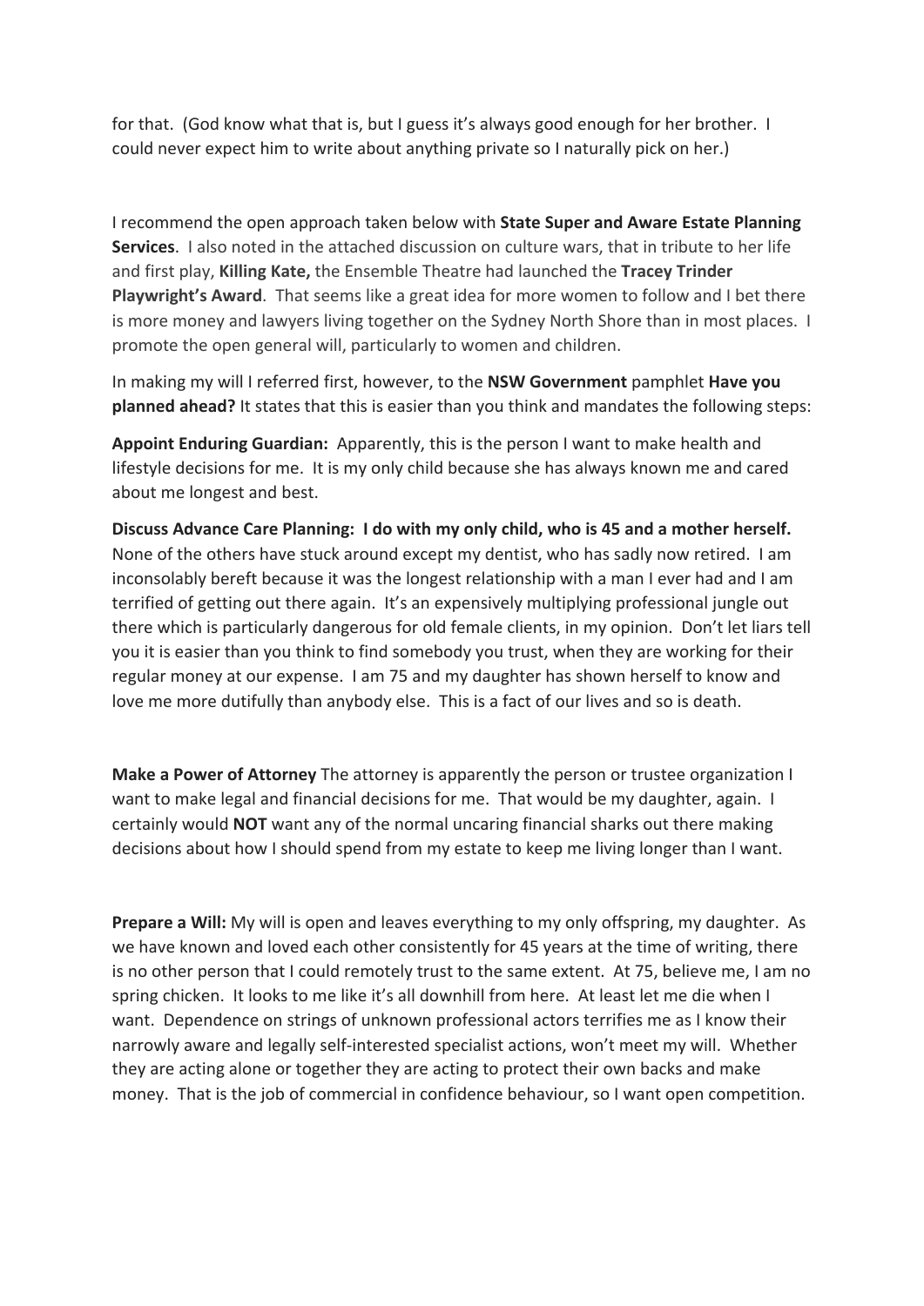for that. (God know what that is, but I guess it's always good enough for her brother. I could never expect him to write about anything private so I naturally pick on her.)

I recommend the open approach taken below with **State Super and Aware Estate Planning Services**. I also noted in the attached discussion on culture wars, that in tribute to her life and first play, **Killing Kate,** the Ensemble Theatre had launched the **Tracey Trinder Playwright's Award**. That seems like a great idea for more women to follow and I bet there is more money and lawyers living together on the Sydney North Shore than in most places. I promote the open general will, particularly to women and children.

In making my will I referred first, however, to the **NSW Government** pamphlet **Have you planned ahead?** It states that this is easier than you think and mandates the following steps:

**Appoint Enduring Guardian:** Apparently, this is the person I want to make health and lifestyle decisions for me. It is my only child because she has always known me and cared about me longest and best.

**Discuss Advance Care Planning: I do with my only child, who is 45 and a mother herself.** None of the others have stuck around except my dentist, who has sadly now retired. I am inconsolably bereft because it was the longest relationship with a man I ever had and I am terrified of getting out there again. It's an expensively multiplying professional jungle out there which is particularly dangerous for old female clients, in my opinion. Don't let liars tell you it is easier than you think to find somebody you trust, when they are working for their regular money at our expense. I am 75 and my daughter has shown herself to know and love me more dutifully than anybody else. This is a fact of our lives and so is death.

**Make a Power of Attorney** The attorney is apparently the person or trustee organization I want to make legal and financial decisions for me. That would be my daughter, again. I certainly would **NOT** want any of the normal uncaring financial sharks out there making decisions about how I should spend from my estate to keep me living longer than I want.

**Prepare a Will:** My will is open and leaves everything to my only offspring, my daughter. As we have known and loved each other consistently for 45 years at the time of writing, there is no other person that I could remotely trust to the same extent. At 75, believe me, I am no spring chicken. It looks to me like it's all downhill from here. At least let me die when I want. Dependence on strings of unknown professional actors terrifies me as I know their narrowly aware and legally self-interested specialist actions, won't meet my will. Whether they are acting alone or together they are acting to protect their own backs and make money. That is the job of commercial in confidence behaviour, so I want open competition.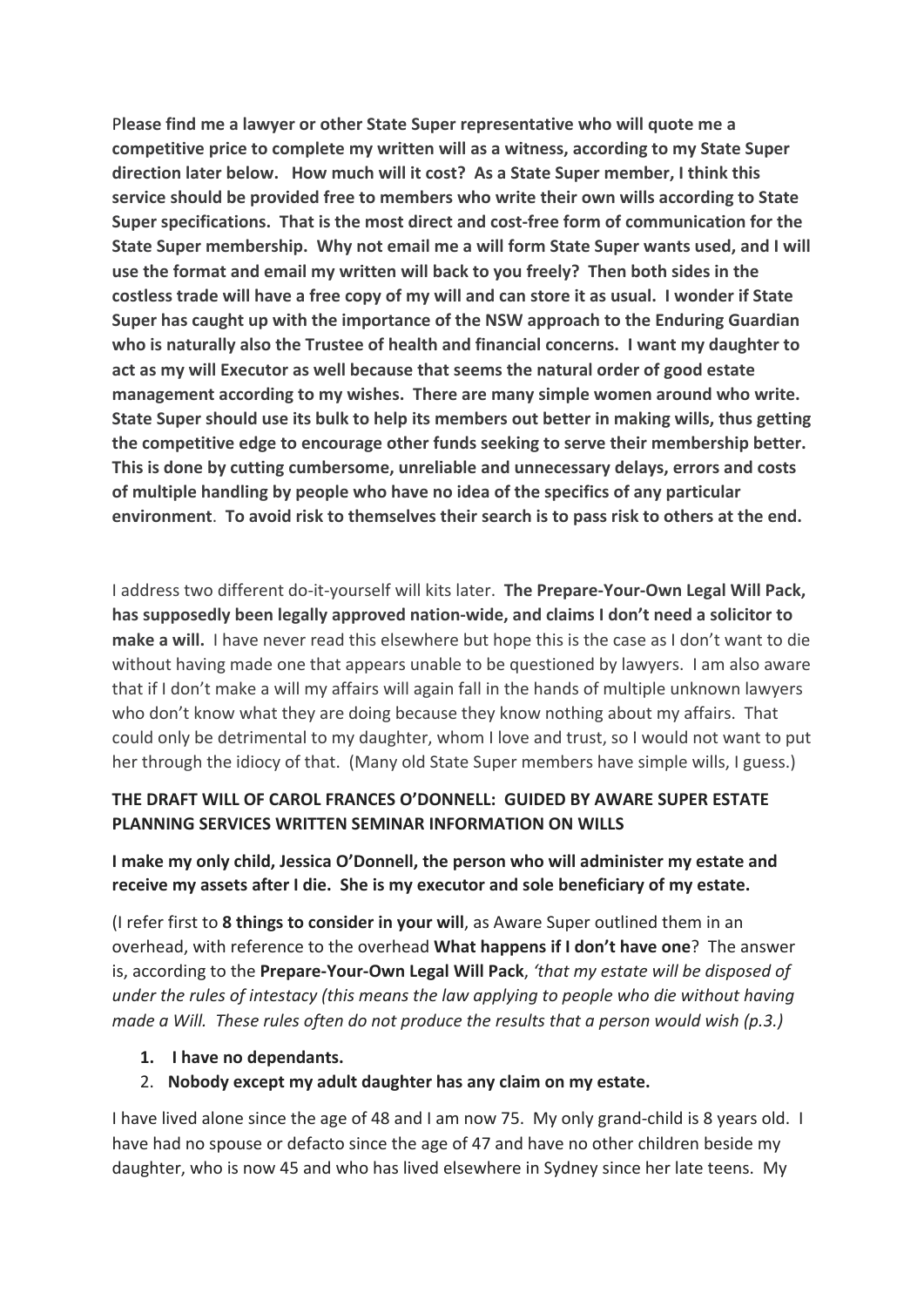P**lease find me a lawyer or other State Super representative who will quote me a competitive price to complete my written will as a witness, according to my State Super direction later below. How much will it cost? As a State Super member, I think this service should be provided free to members who write their own wills according to State Super specifications. That is the most direct and cost-free form of communication for the State Super membership. Why not email me a will form State Super wants used, and I will use the format and email my written will back to you freely? Then both sides in the costless trade will have a free copy of my will and can store it as usual. I wonder if State Super has caught up with the importance of the NSW approach to the Enduring Guardian who is naturally also the Trustee of health and financial concerns. I want my daughter to act as my will Executor as well because that seems the natural order of good estate management according to my wishes. There are many simple women around who write. State Super should use its bulk to help its members out better in making wills, thus getting the competitive edge to encourage other funds seeking to serve their membership better. This is done by cutting cumbersome, unreliable and unnecessary delays, errors and costs of multiple handling by people who have no idea of the specifics of any particular environment**. **To avoid risk to themselves their search is to pass risk to others at the end.**

I address two different do-it-yourself will kits later. **The Prepare-Your-Own Legal Will Pack, has supposedly been legally approved nation-wide, and claims I don't need a solicitor to make a will.** I have never read this elsewhere but hope this is the case as I don't want to die without having made one that appears unable to be questioned by lawyers. I am also aware that if I don't make a will my affairs will again fall in the hands of multiple unknown lawyers who don't know what they are doing because they know nothing about my affairs. That could only be detrimental to my daughter, whom I love and trust, so I would not want to put her through the idiocy of that. (Many old State Super members have simple wills, I guess.)

**THE DRAFT WILL OF CAROL FRANCES O'DONNELL: GUIDED BY AWARE SUPER ESTATE PLANNING SERVICES WRITTEN SEMINAR INFORMATION ON WILLS**

**I make my only child, Jessica O'Donnell, the person who will administer my estate and receive my assets after I die. She is my executor and sole beneficiary of my estate.**

(I refer first to **8 things to consider in your will**, as Aware Super outlined them in an overhead, with reference to the overhead **What happens if I don't have one**? The answer is, according to the **Prepare-Your-Own Legal Will Pack**, *'that my estate will be disposed of under the rules of intestacy (this means the law applying to people who die without having made a Will. These rules often do not produce the results that a person would wish (p.3.)*

1. **I have no dependants.**
2. **Nobody except my adult daughter has any claim on my estate.**

I have lived alone since the age of 48 and I am now 75. My only grand-child is 8 years old. I have had no spouse or defacto since the age of 47 and have no other children beside my daughter, who is now 45 and who has lived elsewhere in Sydney since her late teens. My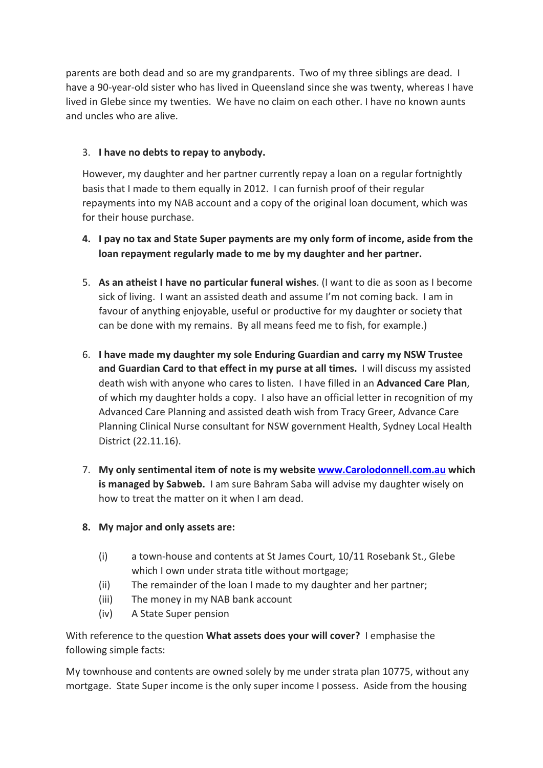parents are both dead and so are my grandparents. Two of my three siblings are dead. I have a 90-year-old sister who has lived in Queensland since she was twenty, whereas I have lived in Glebe since my twenties. We have no claim on each other. I have no known aunts and uncles who are alive.

3. **I have no debts to repay to anybody.**

   However, my daughter and her partner currently repay a loan on a regular fortnightly basis that I made to them equally in 2012. I can furnish proof of their regular repayments into my NAB account and a copy of the original loan document, which was for their house purchase.

4. **I pay no tax and State Super payments are my only form of income, aside from the loan repayment regularly made to me by my daughter and her partner.**

5. **As an atheist I have no particular funeral wishes**. (I want to die as soon as I become sick of living. I want an assisted death and assume I'm not coming back. I am in favour of anything enjoyable, useful or productive for my daughter or society that can be done with my remains. By all means feed me to fish, for example.)

6. **I have made my daughter my sole Enduring Guardian and carry my NSW Trustee and Guardian Card to that effect in my purse at all times.** I will discuss my assisted death wish with anyone who cares to listen. I have filled in an **Advanced Care Plan**, of which my daughter holds a copy. I also have an official letter in recognition of my Advanced Care Planning and assisted death wish from Tracy Greer, Advance Care Planning Clinical Nurse consultant for NSW government Health, Sydney Local Health District (22.11.16).

7. **My only sentimental item of note is my website [www.Carolodonnell.com.au](www.Carolodonnell.com.au) which is managed by Sabweb.** I am sure Bahram Saba will advise my daughter wisely on how to treat the matter on it when I am dead.

8. **My major and only assets are:**

   (i) a town-house and contents at St James Court, 10/11 Rosebank St., Glebe which I own under strata title without mortgage;

   (ii) The remainder of the loan I made to my daughter and her partner;

   (iii) The money in my NAB bank account

   (iv) A State Super pension

With reference to the question **What assets does your will cover?** I emphasise the following simple facts:

My townhouse and contents are owned solely by me under strata plan 10775, without any mortgage. State Super income is the only super income I possess. Aside from the housing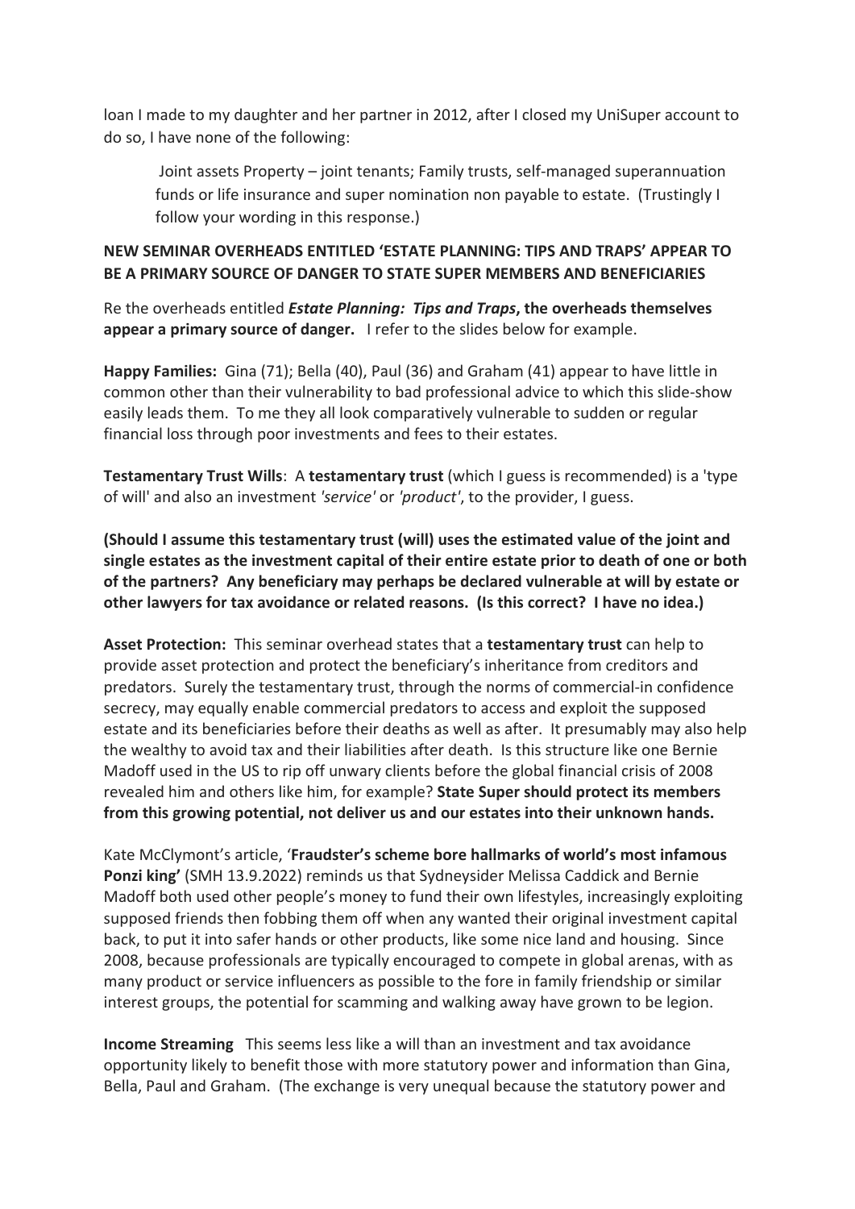loan I made to my daughter and her partner in 2012, after I closed my UniSuper account to do so, I have none of the following:

> Joint assets Property – joint tenants; Family trusts, self-managed superannuation funds or life insurance and super nomination non payable to estate. (Trustingly I follow your wording in this response.)

**NEW SEMINAR OVERHEADS ENTITLED 'ESTATE PLANNING: TIPS AND TRAPS' APPEAR TO BE A PRIMARY SOURCE OF DANGER TO STATE SUPER MEMBERS AND BENEFICIARIES**

Re the overheads entitled ***Estate Planning: Tips and Traps*, the overheads themselves appear a primary source of danger.** I refer to the slides below for example.

**Happy Families:** Gina (71); Bella (40), Paul (36) and Graham (41) appear to have little in common other than their vulnerability to bad professional advice to which this slide-show easily leads them. To me they all look comparatively vulnerable to sudden or regular financial loss through poor investments and fees to their estates.

**Testamentary Trust Wills**: A **testamentary trust** (which I guess is recommended) is a 'type of will' and also an investment *'service'* or *'product'*, to the provider, I guess.

**(Should I assume this testamentary trust (will) uses the estimated value of the joint and single estates as the investment capital of their entire estate prior to death of one or both of the partners? Any beneficiary may perhaps be declared vulnerable at will by estate or other lawyers for tax avoidance or related reasons. (Is this correct? I have no idea.)**

**Asset Protection:** This seminar overhead states that a **testamentary trust** can help to provide asset protection and protect the beneficiary's inheritance from creditors and predators. Surely the testamentary trust, through the norms of commercial-in confidence secrecy, may equally enable commercial predators to access and exploit the supposed estate and its beneficiaries before their deaths as well as after. It presumably may also help the wealthy to avoid tax and their liabilities after death. Is this structure like one Bernie Madoff used in the US to rip off unwary clients before the global financial crisis of 2008 revealed him and others like him, for example? **State Super should protect its members from this growing potential, not deliver us and our estates into their unknown hands.**

Kate McClymont's article, '**Fraudster's scheme bore hallmarks of world's most infamous Ponzi king'** (SMH 13.9.2022) reminds us that Sydneysider Melissa Caddick and Bernie Madoff both used other people's money to fund their own lifestyles, increasingly exploiting supposed friends then fobbing them off when any wanted their original investment capital back, to put it into safer hands or other products, like some nice land and housing. Since 2008, because professionals are typically encouraged to compete in global arenas, with as many product or service influencers as possible to the fore in family friendship or similar interest groups, the potential for scamming and walking away have grown to be legion.

**Income Streaming** This seems less like a will than an investment and tax avoidance opportunity likely to benefit those with more statutory power and information than Gina, Bella, Paul and Graham. (The exchange is very unequal because the statutory power and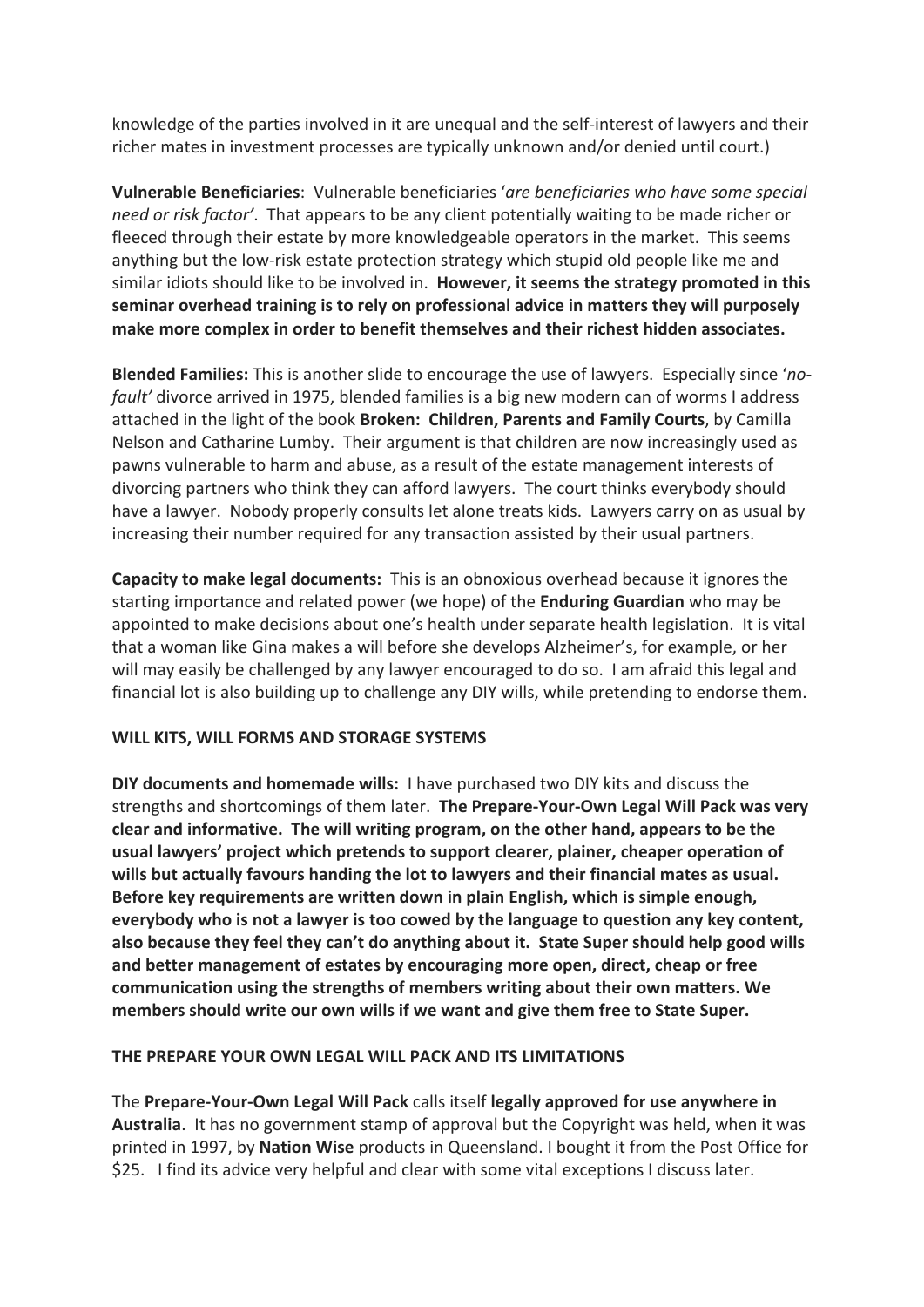knowledge of the parties involved in it are unequal and the self-interest of lawyers and their richer mates in investment processes are typically unknown and/or denied until court.)

**Vulnerable Beneficiaries**: Vulnerable beneficiaries '*are beneficiaries who have some special need or risk factor'*. That appears to be any client potentially waiting to be made richer or fleeced through their estate by more knowledgeable operators in the market. This seems anything but the low-risk estate protection strategy which stupid old people like me and similar idiots should like to be involved in. **However, it seems the strategy promoted in this seminar overhead training is to rely on professional advice in matters they will purposely make more complex in order to benefit themselves and their richest hidden associates.**

**Blended Families:** This is another slide to encourage the use of lawyers. Especially since '*no-fault'* divorce arrived in 1975, blended families is a big new modern can of worms I address attached in the light of the book **Broken: Children, Parents and Family Courts**, by Camilla Nelson and Catharine Lumby. Their argument is that children are now increasingly used as pawns vulnerable to harm and abuse, as a result of the estate management interests of divorcing partners who think they can afford lawyers. The court thinks everybody should have a lawyer. Nobody properly consults let alone treats kids. Lawyers carry on as usual by increasing their number required for any transaction assisted by their usual partners.

**Capacity to make legal documents:** This is an obnoxious overhead because it ignores the starting importance and related power (we hope) of the **Enduring Guardian** who may be appointed to make decisions about one's health under separate health legislation. It is vital that a woman like Gina makes a will before she develops Alzheimer's, for example, or her will may easily be challenged by any lawyer encouraged to do so. I am afraid this legal and financial lot is also building up to challenge any DIY wills, while pretending to endorse them.

**WILL KITS, WILL FORMS AND STORAGE SYSTEMS**

**DIY documents and homemade wills:** I have purchased two DIY kits and discuss the strengths and shortcomings of them later. **The Prepare-Your-Own Legal Will Pack was very clear and informative. The will writing program, on the other hand, appears to be the usual lawyers' project which pretends to support clearer, plainer, cheaper operation of wills but actually favours handing the lot to lawyers and their financial mates as usual. Before key requirements are written down in plain English, which is simple enough, everybody who is not a lawyer is too cowed by the language to question any key content, also because they feel they can't do anything about it. State Super should help good wills and better management of estates by encouraging more open, direct, cheap or free communication using the strengths of members writing about their own matters. We members should write our own wills if we want and give them free to State Super.**

**THE PREPARE YOUR OWN LEGAL WILL PACK AND ITS LIMITATIONS**

The **Prepare-Your-Own Legal Will Pack** calls itself **legally approved for use anywhere in Australia**. It has no government stamp of approval but the Copyright was held, when it was printed in 1997, by **Nation Wise** products in Queensland. I bought it from the Post Office for $25. I find its advice very helpful and clear with some vital exceptions I discuss later.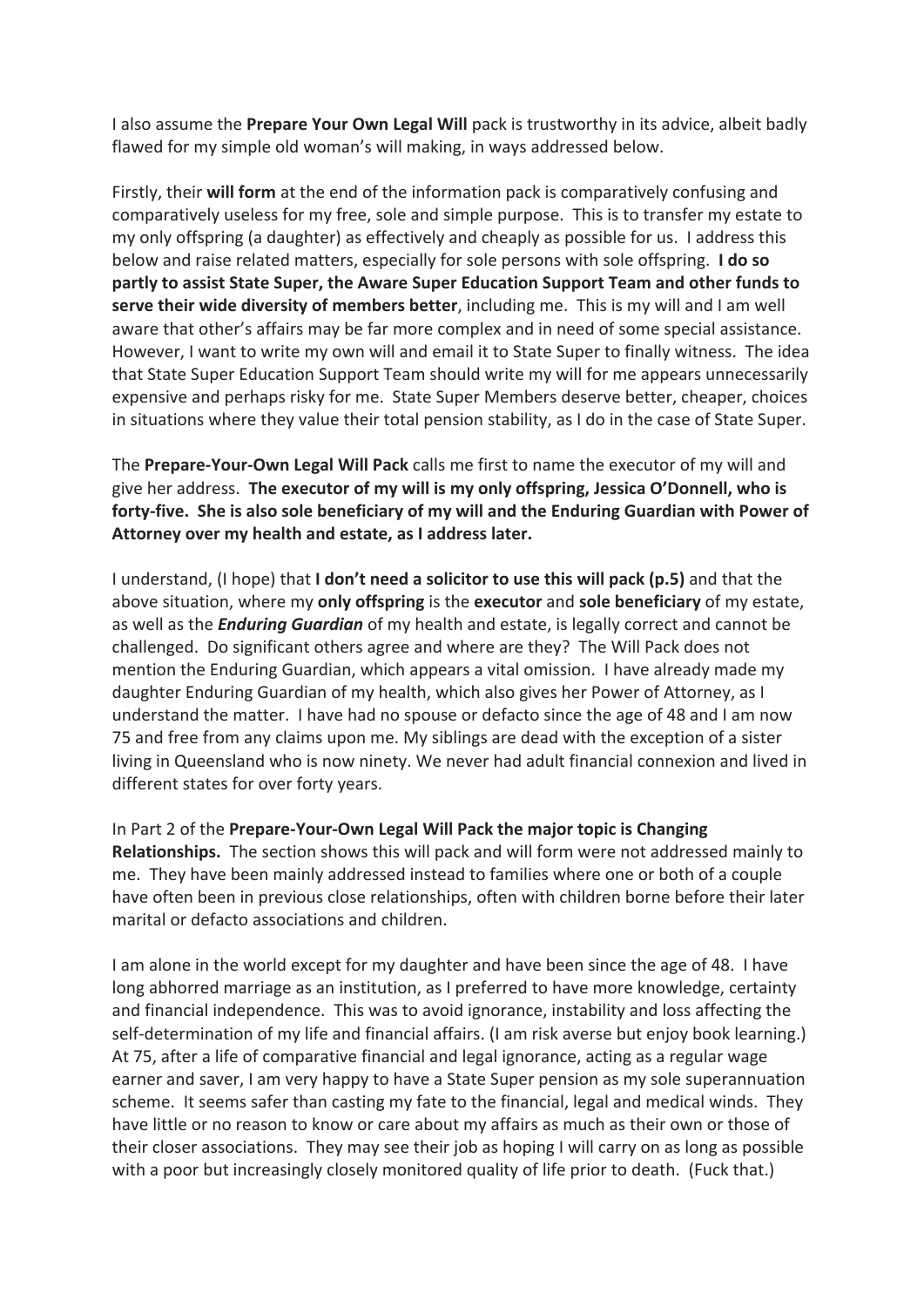I also assume the **Prepare Your Own Legal Will** pack is trustworthy in its advice, albeit badly flawed for my simple old woman's will making, in ways addressed below.

Firstly, their **will form** at the end of the information pack is comparatively confusing and comparatively useless for my free, sole and simple purpose. This is to transfer my estate to my only offspring (a daughter) as effectively and cheaply as possible for us. I address this below and raise related matters, especially for sole persons with sole offspring. **I do so partly to assist State Super, the Aware Super Education Support Team and other funds to serve their wide diversity of members better**, including me. This is my will and I am well aware that other's affairs may be far more complex and in need of some special assistance. However, I want to write my own will and email it to State Super to finally witness. The idea that State Super Education Support Team should write my will for me appears unnecessarily expensive and perhaps risky for me. State Super Members deserve better, cheaper, choices in situations where they value their total pension stability, as I do in the case of State Super.

The **Prepare-Your-Own Legal Will Pack** calls me first to name the executor of my will and give her address. **The executor of my will is my only offspring, Jessica O'Donnell, who is forty-five. She is also sole beneficiary of my will and the Enduring Guardian with Power of Attorney over my health and estate, as I address later.**

I understand, (I hope) that **I don't need a solicitor to use this will pack (p.5)** and that the above situation, where my **only offspring** is the **executor** and **sole beneficiary** of my estate, as well as the ***Enduring Guardian*** of my health and estate, is legally correct and cannot be challenged. Do significant others agree and where are they? The Will Pack does not mention the Enduring Guardian, which appears a vital omission. I have already made my daughter Enduring Guardian of my health, which also gives her Power of Attorney, as I understand the matter. I have had no spouse or defacto since the age of 48 and I am now 75 and free from any claims upon me. My siblings are dead with the exception of a sister living in Queensland who is now ninety. We never had adult financial connexion and lived in different states for over forty years.

In Part 2 of the **Prepare-Your-Own Legal Will Pack the major topic is Changing Relationships.** The section shows this will pack and will form were not addressed mainly to me. They have been mainly addressed instead to families where one or both of a couple have often been in previous close relationships, often with children borne before their later marital or defacto associations and children.

I am alone in the world except for my daughter and have been since the age of 48. I have long abhorred marriage as an institution, as I preferred to have more knowledge, certainty and financial independence. This was to avoid ignorance, instability and loss affecting the self-determination of my life and financial affairs. (I am risk averse but enjoy book learning.) At 75, after a life of comparative financial and legal ignorance, acting as a regular wage earner and saver, I am very happy to have a State Super pension as my sole superannuation scheme. It seems safer than casting my fate to the financial, legal and medical winds. They have little or no reason to know or care about my affairs as much as their own or those of their closer associations. They may see their job as hoping I will carry on as long as possible with a poor but increasingly closely monitored quality of life prior to death. (Fuck that.)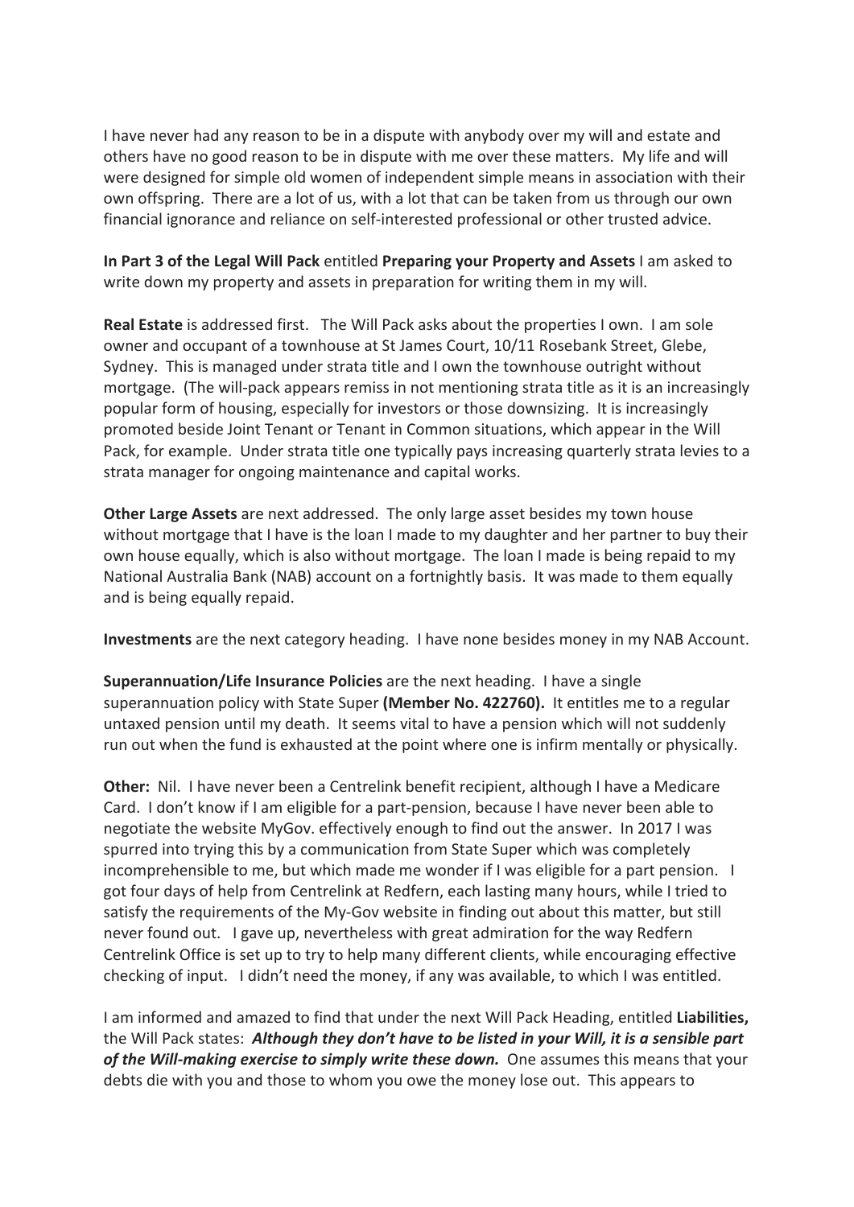I have never had any reason to be in a dispute with anybody over my will and estate and others have no good reason to be in dispute with me over these matters. My life and will were designed for simple old women of independent simple means in association with their own offspring. There are a lot of us, with a lot that can be taken from us through our own financial ignorance and reliance on self-interested professional or other trusted advice.

**In Part 3 of the Legal Will Pack** entitled **Preparing your Property and Assets** I am asked to write down my property and assets in preparation for writing them in my will.

**Real Estate** is addressed first. The Will Pack asks about the properties I own. I am sole owner and occupant of a townhouse at St James Court, 10/11 Rosebank Street, Glebe, Sydney. This is managed under strata title and I own the townhouse outright without mortgage. (The will-pack appears remiss in not mentioning strata title as it is an increasingly popular form of housing, especially for investors or those downsizing. It is increasingly promoted beside Joint Tenant or Tenant in Common situations, which appear in the Will Pack, for example. Under strata title one typically pays increasing quarterly strata levies to a strata manager for ongoing maintenance and capital works.

**Other Large Assets** are next addressed. The only large asset besides my town house without mortgage that I have is the loan I made to my daughter and her partner to buy their own house equally, which is also without mortgage. The loan I made is being repaid to my National Australia Bank (NAB) account on a fortnightly basis. It was made to them equally and is being equally repaid.

**Investments** are the next category heading. I have none besides money in my NAB Account.

**Superannuation/Life Insurance Policies** are the next heading. I have a single superannuation policy with State Super **(Member No. 422760).** It entitles me to a regular untaxed pension until my death. It seems vital to have a pension which will not suddenly run out when the fund is exhausted at the point where one is infirm mentally or physically.

**Other:** Nil. I have never been a Centrelink benefit recipient, although I have a Medicare Card. I don't know if I am eligible for a part-pension, because I have never been able to negotiate the website MyGov. effectively enough to find out the answer. In 2017 I was spurred into trying this by a communication from State Super which was completely incomprehensible to me, but which made me wonder if I was eligible for a part pension. I got four days of help from Centrelink at Redfern, each lasting many hours, while I tried to satisfy the requirements of the My-Gov website in finding out about this matter, but still never found out. I gave up, nevertheless with great admiration for the way Redfern Centrelink Office is set up to try to help many different clients, while encouraging effective checking of input. I didn't need the money, if any was available, to which I was entitled.

I am informed and amazed to find that under the next Will Pack Heading, entitled **Liabilities,** the Will Pack states: ***Although they don't have to be listed in your Will, it is a sensible part of the Will-making exercise to simply write these down.*** One assumes this means that your debts die with you and those to whom you owe the money lose out. This appears to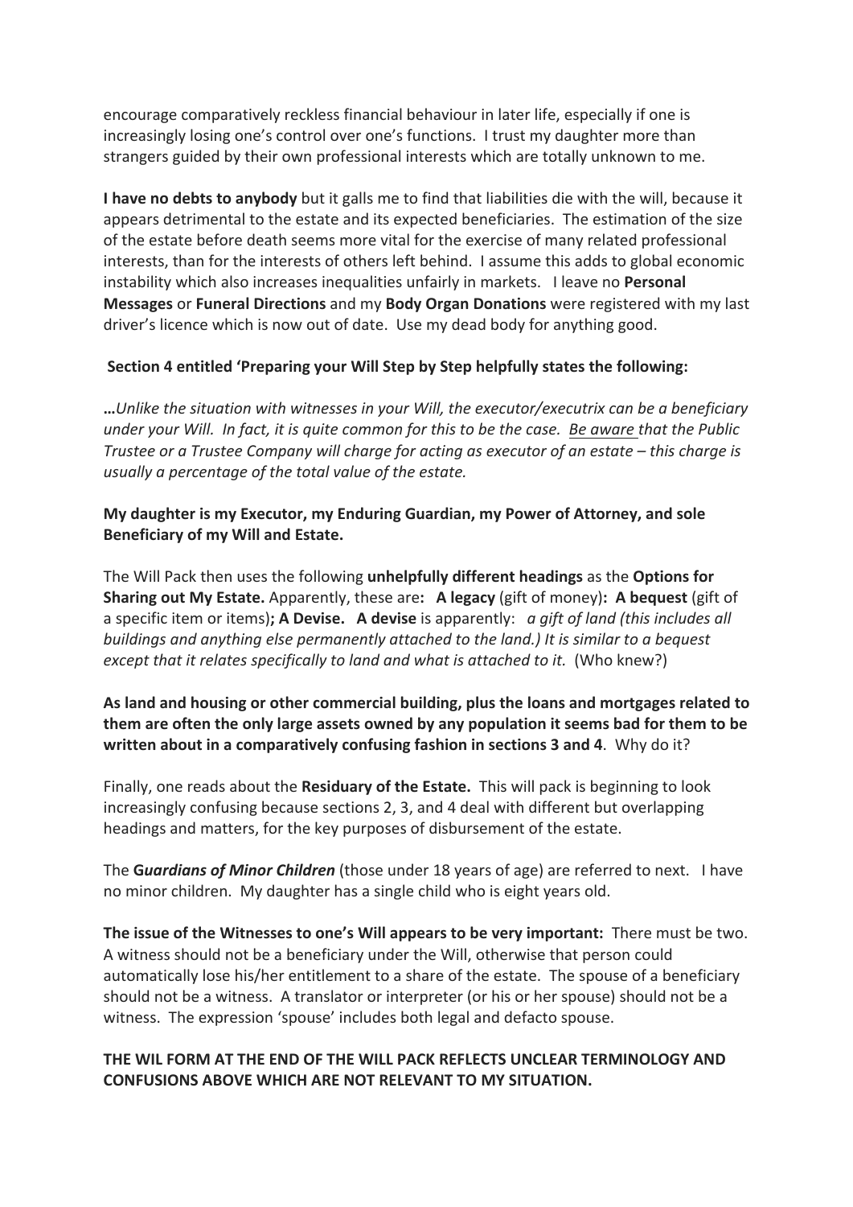encourage comparatively reckless financial behaviour in later life, especially if one is increasingly losing one's control over one's functions. I trust my daughter more than strangers guided by their own professional interests which are totally unknown to me.

**I have no debts to anybody** but it galls me to find that liabilities die with the will, because it appears detrimental to the estate and its expected beneficiaries. The estimation of the size of the estate before death seems more vital for the exercise of many related professional interests, than for the interests of others left behind. I assume this adds to global economic instability which also increases inequalities unfairly in markets. I leave no **Personal Messages** or **Funeral Directions** and my **Body Organ Donations** were registered with my last driver's licence which is now out of date. Use my dead body for anything good.

**Section 4 entitled 'Preparing your Will Step by Step helpfully states the following:**

**…***Unlike the situation with witnesses in your Will, the executor/executrix can be a beneficiary under your Will. In fact, it is quite common for this to be the case. <u>Be aware</u> that the Public Trustee or a Trustee Company will charge for acting as executor of an estate – this charge is usually a percentage of the total value of the estate.*

**My daughter is my Executor, my Enduring Guardian, my Power of Attorney, and sole Beneficiary of my Will and Estate.**

The Will Pack then uses the following **unhelpfully different headings** as the **Options for Sharing out My Estate.** Apparently, these are**: A legacy** (gift of money)**: A bequest** (gift of a specific item or items)**; A Devise. A devise** is apparently: *a gift of land (this includes all buildings and anything else permanently attached to the land.) It is similar to a bequest except that it relates specifically to land and what is attached to it.* (Who knew?)

**As land and housing or other commercial building, plus the loans and mortgages related to them are often the only large assets owned by any population it seems bad for them to be written about in a comparatively confusing fashion in sections 3 and 4**. Why do it?

Finally, one reads about the **Residuary of the Estate.** This will pack is beginning to look increasingly confusing because sections 2, 3, and 4 deal with different but overlapping headings and matters, for the key purposes of disbursement of the estate.

The ***Guardians of Minor Children*** (those under 18 years of age) are referred to next. I have no minor children. My daughter has a single child who is eight years old.

**The issue of the Witnesses to one's Will appears to be very important:** There must be two. A witness should not be a beneficiary under the Will, otherwise that person could automatically lose his/her entitlement to a share of the estate. The spouse of a beneficiary should not be a witness. A translator or interpreter (or his or her spouse) should not be a witness. The expression 'spouse' includes both legal and defacto spouse.

**THE WIL FORM AT THE END OF THE WILL PACK REFLECTS UNCLEAR TERMINOLOGY AND CONFUSIONS ABOVE WHICH ARE NOT RELEVANT TO MY SITUATION.**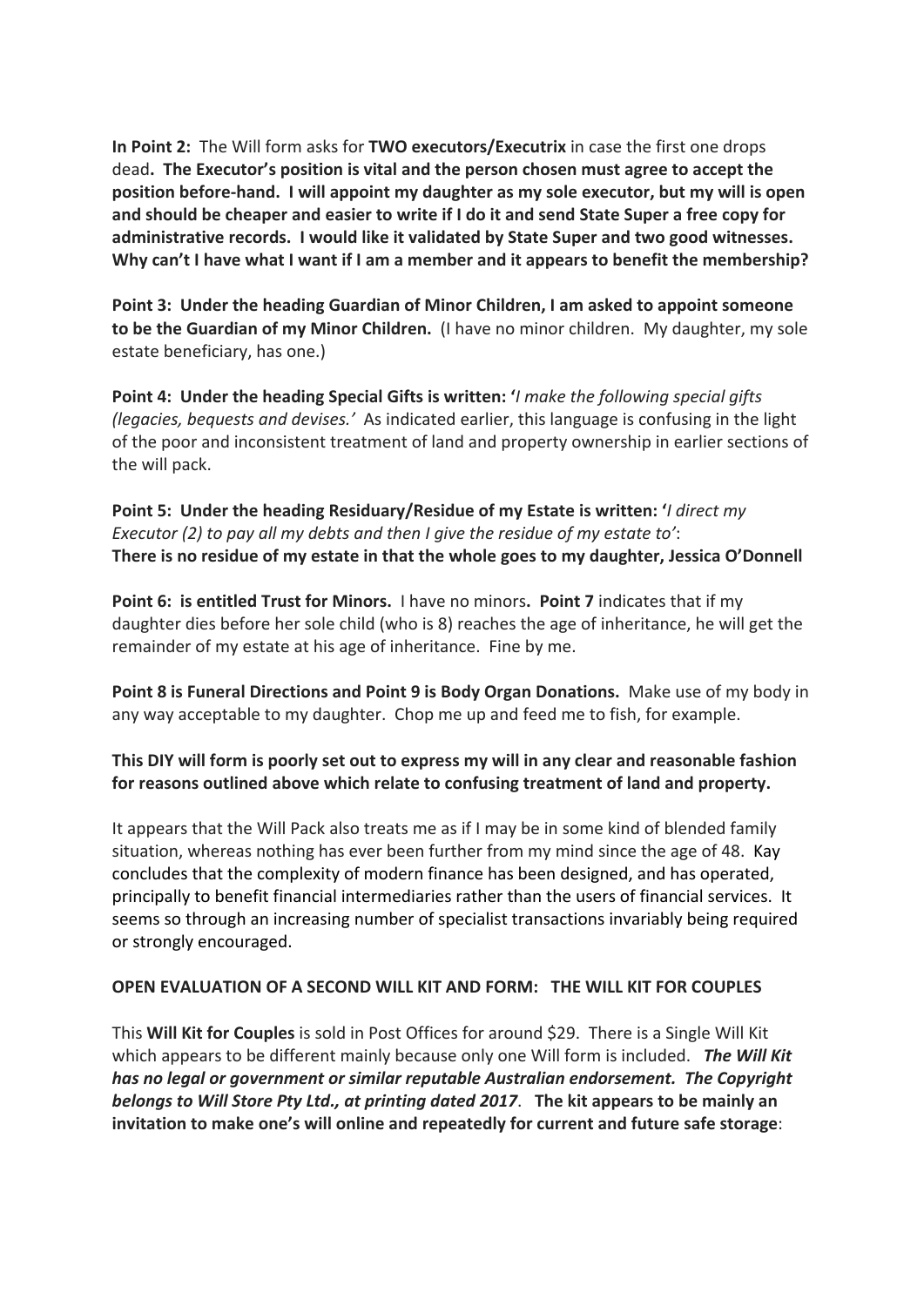**In Point 2:** The Will form asks for **TWO executors/Executrix** in case the first one drops dead**. The Executor's position is vital and the person chosen must agree to accept the position before-hand. I will appoint my daughter as my sole executor, but my will is open and should be cheaper and easier to write if I do it and send State Super a free copy for administrative records. I would like it validated by State Super and two good witnesses. Why can't I have what I want if I am a member and it appears to benefit the membership?**

**Point 3: Under the heading Guardian of Minor Children, I am asked to appoint someone to be the Guardian of my Minor Children.** (I have no minor children. My daughter, my sole estate beneficiary, has one.)

**Point 4: Under the heading Special Gifts is written: '***I make the following special gifts (legacies, bequests and devises.'* As indicated earlier, this language is confusing in the light of the poor and inconsistent treatment of land and property ownership in earlier sections of the will pack.

**Point 5: Under the heading Residuary/Residue of my Estate is written: '***I direct my Executor (2) to pay all my debts and then I give the residue of my estate to'*:
**There is no residue of my estate in that the whole goes to my daughter, Jessica O'Donnell**

**Point 6: is entitled Trust for Minors.** I have no minors**. Point 7** indicates that if my daughter dies before her sole child (who is 8) reaches the age of inheritance, he will get the remainder of my estate at his age of inheritance. Fine by me.

**Point 8 is Funeral Directions and Point 9 is Body Organ Donations.** Make use of my body in any way acceptable to my daughter. Chop me up and feed me to fish, for example.

**This DIY will form is poorly set out to express my will in any clear and reasonable fashion for reasons outlined above which relate to confusing treatment of land and property.**

It appears that the Will Pack also treats me as if I may be in some kind of blended family situation, whereas nothing has ever been further from my mind since the age of 48. Kay concludes that the complexity of modern finance has been designed, and has operated, principally to benefit financial intermediaries rather than the users of financial services. It seems so through an increasing number of specialist transactions invariably being required or strongly encouraged.

**OPEN EVALUATION OF A SECOND WILL KIT AND FORM: THE WILL KIT FOR COUPLES**

This **Will Kit for Couples** is sold in Post Offices for around $29. There is a Single Will Kit which appears to be different mainly because only one Will form is included. ***The Will Kit has no legal or government or similar reputable Australian endorsement. The Copyright belongs to Will Store Pty Ltd., at printing dated 2017*. The kit appears to be mainly an invitation to make one's will online and repeatedly for current and future safe storage**: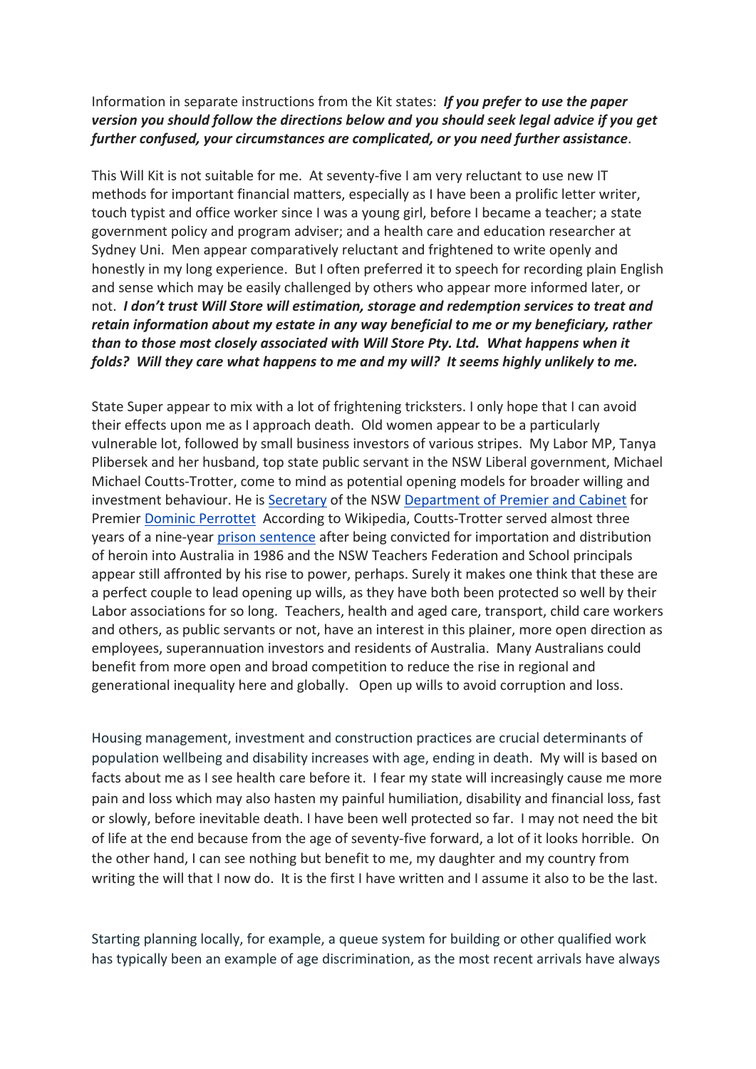Information in separate instructions from the Kit states: ***If you prefer to use the paper version you should follow the directions below and you should seek legal advice if you get further confused, your circumstances are complicated, or you need further assistance***.

This Will Kit is not suitable for me. At seventy-five I am very reluctant to use new IT methods for important financial matters, especially as I have been a prolific letter writer, touch typist and office worker since I was a young girl, before I became a teacher; a state government policy and program adviser; and a health care and education researcher at Sydney Uni. Men appear comparatively reluctant and frightened to write openly and honestly in my long experience. But I often preferred it to speech for recording plain English and sense which may be easily challenged by others who appear more informed later, or not. ***I don't trust Will Store will estimation, storage and redemption services to treat and retain information about my estate in any way beneficial to me or my beneficiary, rather than to those most closely associated with Will Store Pty. Ltd. What happens when it folds? Will they care what happens to me and my will? It seems highly unlikely to me.***

State Super appear to mix with a lot of frightening tricksters. I only hope that I can avoid their effects upon me as I approach death. Old women appear to be a particularly vulnerable lot, followed by small business investors of various stripes. My Labor MP, Tanya Plibersek and her husband, top state public servant in the NSW Liberal government, Michael Michael Coutts-Trotter, come to mind as potential opening models for broader willing and investment behaviour. He is Secretary of the NSW Department of Premier and Cabinet for Premier Dominic Perrottet According to Wikipedia, Coutts-Trotter served almost three years of a nine-year prison sentence after being convicted for importation and distribution of heroin into Australia in 1986 and the NSW Teachers Federation and School principals appear still affronted by his rise to power, perhaps. Surely it makes one think that these are a perfect couple to lead opening up wills, as they have both been protected so well by their Labor associations for so long. Teachers, health and aged care, transport, child care workers and others, as public servants or not, have an interest in this plainer, more open direction as employees, superannuation investors and residents of Australia. Many Australians could benefit from more open and broad competition to reduce the rise in regional and generational inequality here and globally. Open up wills to avoid corruption and loss.

Housing management, investment and construction practices are crucial determinants of population wellbeing and disability increases with age, ending in death. My will is based on facts about me as I see health care before it. I fear my state will increasingly cause me more pain and loss which may also hasten my painful humiliation, disability and financial loss, fast or slowly, before inevitable death. I have been well protected so far. I may not need the bit of life at the end because from the age of seventy-five forward, a lot of it looks horrible. On the other hand, I can see nothing but benefit to me, my daughter and my country from writing the will that I now do. It is the first I have written and I assume it also to be the last.

Starting planning locally, for example, a queue system for building or other qualified work has typically been an example of age discrimination, as the most recent arrivals have always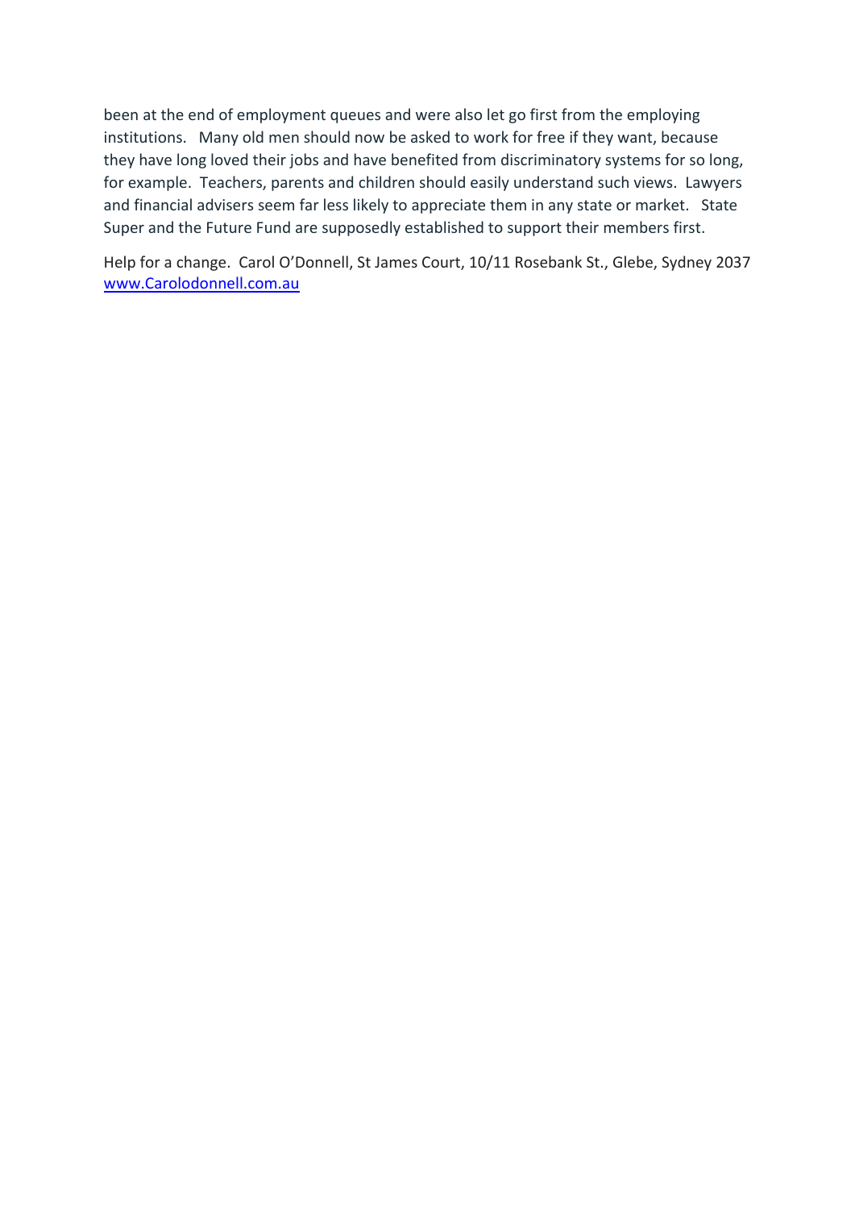been at the end of employment queues and were also let go first from the employing institutions. Many old men should now be asked to work for free if they want, because they have long loved their jobs and have benefited from discriminatory systems for so long, for example. Teachers, parents and children should easily understand such views. Lawyers and financial advisers seem far less likely to appreciate them in any state or market. State Super and the Future Fund are supposedly established to support their members first.

Help for a change. Carol O'Donnell, St James Court, 10/11 Rosebank St., Glebe, Sydney 2037 [www.Carolodonnell.com.au](http://www.Carolodonnell.com.au)